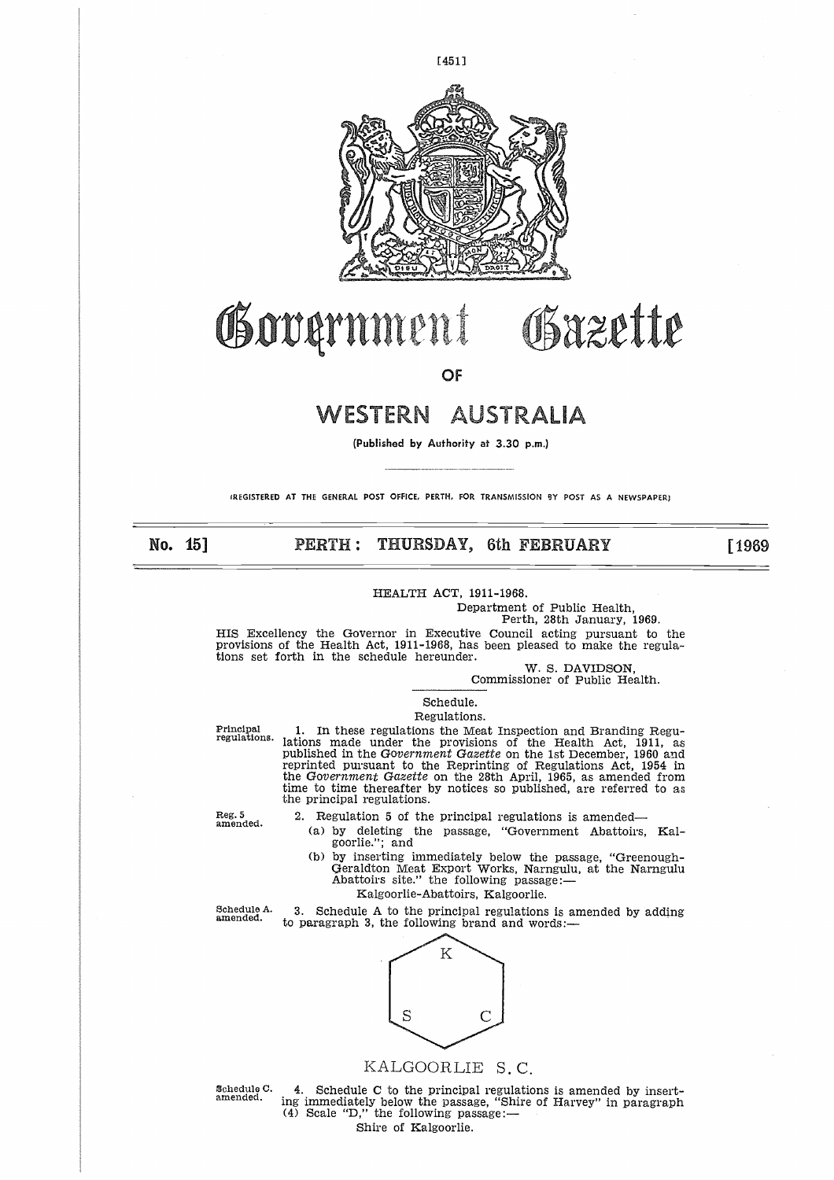# Government Gazette

OF

# WESTERN AUSTRALIA

(Published by Authority at 3.30 p.m.)

(REGISTERED AT THE GENERAL POST OFFICE, PERTH, FOR TRANSMISSION BY POST AS A NEWSPAPER)

**No. 15] PERTH: THURSDAY, 6th FEBRUARY [1969**

HEALTH ACT, 1911-1968.

Department of Public Health,
Perth, 28th January, 1969.

HIS Excellency the Governor in Executive Council acting pursuant to the provisions of the Health Act, 1911-1968, has been pleased to make the regulations set forth in the schedule hereunder.

W. S. DAVIDSON,
Commissioner of Public Health.

Schedule.

Regulations.

Principal regulations.

1. In these regulations the Meat Inspection and Branding Regulations made under the provisions of the Health Act, 1911, as published in the *Government Gazette* on the 1st December, 1960 and reprinted pursuant to the Reprinting of Regulations Act, 1954 in the *Government Gazette* on the 28th April, 1965, as amended from time to time thereafter by notices so published, are referred to as the principal regulations.

Reg. 5 amended.

2. Regulation 5 of the principal regulations is amended—

(a) by deleting the passage, "Government Abattoirs, Kalgoorlie."; and

(b) by inserting immediately below the passage, "Greenough-Geraldton Meat Export Works, Narngulu, at the Narngulu Abattoirs site." the following passage:—

Kalgoorlie-Abattoirs, Kalgoorlie.

Schedule A. amended.

3. Schedule A to the principal regulations is amended by adding to paragraph 3, the following brand and words:—

K

S C

KALGOORLIE S. C.

Schedule C. amended.

4. Schedule C to the principal regulations is amended by inserting immediately below the passage, "Shire of Harvey" in paragraph (4) Scale "D," the following passage:—

Shire of Kalgoorlie.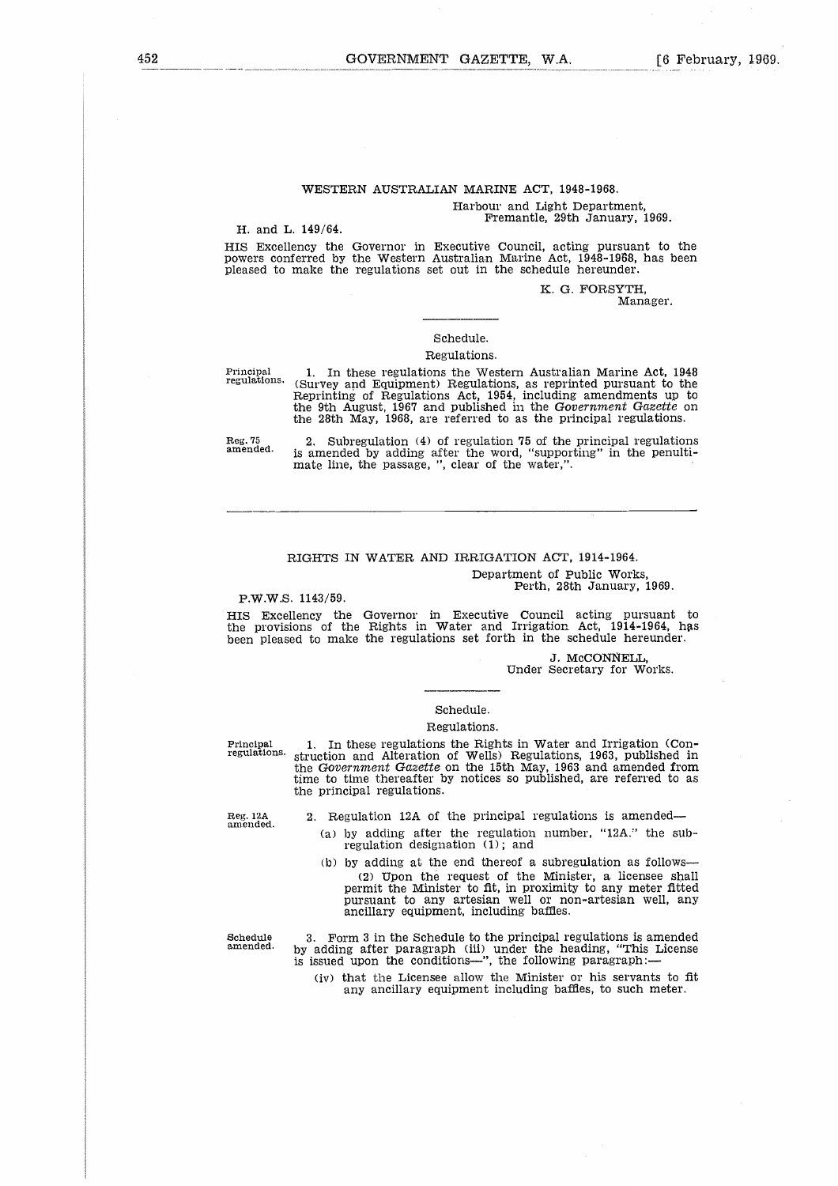## WESTERN AUSTRALIAN MARINE ACT, 1948-1968.

Harbour and Light Department,
Fremantle, 29th January, 1969.

H. and L. 149/64.

HIS Excellency the Governor in Executive Council, acting pursuant to the powers conferred by the Western Australian Marine Act, 1948-1968, has been pleased to make the regulations set out in the schedule hereunder.

K. G. FORSYTH,
Manager.

---

Schedule.

Regulations.

Principal regulations.

1. In these regulations the Western Australian Marine Act, 1948 (Survey and Equipment) Regulations, as reprinted pursuant to the Reprinting of Regulations Act, 1954, including amendments up to the 9th August, 1967 and published in the *Government Gazette* on the 28th May, 1968, are referred to as the principal regulations.

Reg. 75 amended.

2. Subregulation (4) of regulation 75 of the principal regulations is amended by adding after the word, "supporting" in the penultimate line, the passage, ", clear of the water,".

---

## RIGHTS IN WATER AND IRRIGATION ACT, 1914-1964.

Department of Public Works,
Perth, 28th January, 1969.

P.W.W.S. 1143/59.

HIS Excellency the Governor in Executive Council acting pursuant to the provisions of the Rights in Water and Irrigation Act, 1914-1964, has been pleased to make the regulations set forth in the schedule hereunder.

J. McCONNELL,
Under Secretary for Works.

---

Schedule.

Regulations.

Principal regulations.

1. In these regulations the Rights in Water and Irrigation (Construction and Alteration of Wells) Regulations, 1963, published in the *Government Gazette* on the 15th May, 1963 and amended from time to time thereafter by notices so published, are referred to as the principal regulations.

Reg. 12A amended.

2. Regulation 12A of the principal regulations is amended—

(a) by adding after the regulation number, "12A." the subregulation designation (1); and

(b) by adding at the end thereof a subregulation as follows—

(2) Upon the request of the Minister, a licensee shall permit the Minister to fit, in proximity to any meter fitted pursuant to any artesian well or non-artesian well, any ancillary equipment, including baffles.

Schedule amended.

3. Form 3 in the Schedule to the principal regulations is amended by adding after paragraph (iii) under the heading, "This License is issued upon the conditions—", the following paragraph:—

(iv) that the Licensee allow the Minister or his servants to fit any ancillary equipment including baffles, to such meter.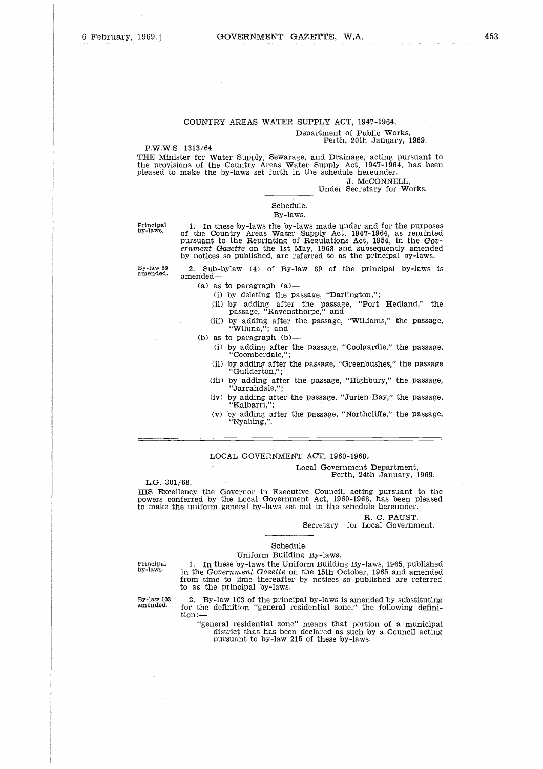## COUNTRY AREAS WATER SUPPLY ACT, 1947-1964.

Department of Public Works,
Perth, 20th January, 1969.

P.W.W.S. 1313/64

THE Minister for Water Supply, Sewarage, and Drainage, acting pursuant to the provisions of the Country Areas Water Supply Act, 1947-1964, has been pleased to make the by-laws set forth in the schedule hereunder.

J. McCONNELL,
Under Secretary for Works.

Schedule.

By-laws.

*Principal by-laws.*

1. In these by-laws the by-laws made under and for the purposes of the Country Areas Water Supply Act, 1947-1964, as reprinted pursuant to the Reprinting of Regulations Act, 1954, in the *Government Gazette* on the 1st May, 1968 and subsequently amended by notices so published, are referred to as the principal by-laws.

*By-law 89 amended.*

2. Sub-bylaw (4) of By-law 89 of the principal by-laws is amended—

(a) as to paragraph (a)—

(i) by deleting the passage, "Darlington,";

(ii) by adding after the passage, "Port Hedland," the passage, "Ravensthorpe," and

(iii) by adding after the passage, "Williams," the passage, "Wiluna,"; and

(b) as to paragraph (b)—

(i) by adding after the passage, "Coolgardie," the passage, "Coomberdale,";

(ii) by adding after the passage, "Greenbushes," the passage "Guilderton,";

(iii) by adding after the passage, "Highbury," the passage, "Jarrahdale,";

(iv) by adding after the passage, "Jurien Bay," the passage, "Kalbarri,";

(v) by adding after the passage, "Northcliffe," the passage, "Nyabing,".

---

## LOCAL GOVERNMENT ACT, 1960-1968.

Local Government Department,
Perth, 24th January, 1969.

L.G. 301/68.

HIS Excellency the Governor in Executive Council, acting pursuant to the powers conferred by the Local Government Act, 1960-1968, has been pleased to make the uniform general by-laws set out in the schedule hereunder.

R. C. PAUST,
Secretary for Local Government.

Schedule.

Uniform Building By-laws.

*Principal by-laws.*

1. In these by-laws the Uniform Building By-laws, 1965, published in the *Government Gazette* on the 15th October, 1965 and amended from time to time thereafter by notices so published are referred to as the principal by-laws.

*By-law 103 amended.*

2. By-law 103 of the principal by-laws is amended by substituting for the definition "general residential zone." the following definition:—

"general residential zone" means that portion of a municipal district that has been declared as such by a Council acting pursuant to by-law 215 of these by-laws.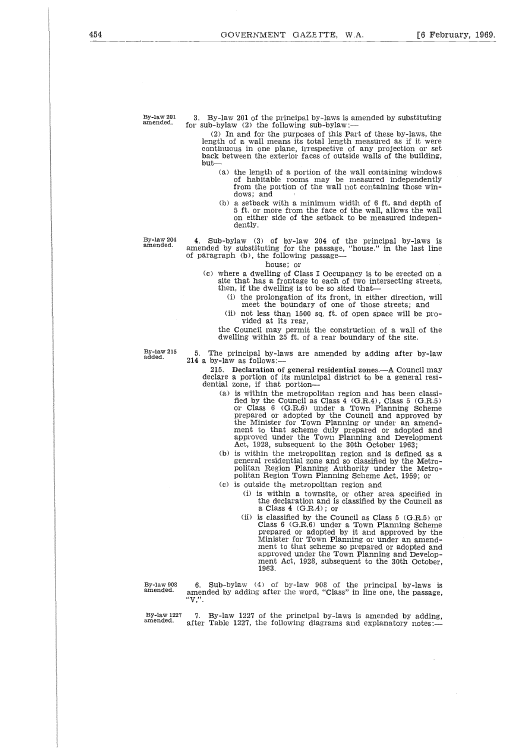By-law 201 amended.

3. By-law 201 of the principal by-laws is amended by substituting for sub-bylaw (2) the following sub-bylaw:—

(2) In and for the purposes of this Part of these by-laws, the length of a wall means its total length measured as if it were continuous in one plane, irrespective of any projection or set back between the exterior faces of outside walls of the building, but—

(a) the length of a portion of the wall containing windows of habitable rooms may be measured independently from the portion of the wall not containing those windows; and

(b) a setback with a minimum width of 6 ft. and depth of 5 ft. or more from the face of the wall, allows the wall on either side of the setback to be measured independently.

By-law 204 amended.

4. Sub-bylaw (3) of by-law 204 of the principal by-laws is amended by substituting for the passage, "house." in the last line of paragraph (b), the following passage—

house; or

(c) where a dwelling of Class I Occupancy is to be erected on a site that has a frontage to each of two intersecting streets, then, if the dwelling is to be so sited that—

(i) the prolongation of its front, in either direction, will meet the boundary of one of those streets; and

(ii) not less than 1500 sq. ft. of open space will be provided at its rear,

the Council may permit the construction of a wall of the dwelling within 25 ft. of a rear boundary of the site.

By-law 215 added.

5. The principal by-laws are amended by adding after by-law 214 a by-law as follows:—

215. **Declaration of general residential zones.**—A Council may declare a portion of its municipal district to be a general residential zone, if that portion—

(a) is within the metropolitan region and has been classified by the Council as Class 4 (G.R.4), Class 5 (G.R.5) or Class 6 (G.R.6) under a Town Planning Scheme prepared or adopted by the Council and approved by the Minister for Town Planning or under an amendment to that scheme duly prepared or adopted and approved under the Town Planning and Development Act, 1928, subsequent to the 30th October 1963;

(b) is within the metropolitan region and is defined as a general residential zone and so classified by the Metropolitan Region Planning Authority under the Metropolitan Region Town Planning Scheme Act, 1959; or

(c) is outside the metropolitan region and

(i) is within a townsite, or other area specified in the declaration and is classified by the Council as a Class 4 (G.R.4); or

(ii) is classified by the Council as Class 5 (G.R.5) or Class 6 (G.R.6) under a Town Planning Scheme prepared or adopted by it and approved by the Minister for Town Planning or under an amendment to that scheme so prepared or adopted and approved under the Town Planning and Development Act, 1928, subsequent to the 30th October, 1963.

By-law 908 amended.

6. Sub-bylaw (4) of by-law 908 of the principal by-laws is amended by adding after the word, "Class" in line one, the passage, "V,".

By-law 1227 amended.

7. By-law 1227 of the principal by-laws is amended by adding, after Table 1227, the following diagrams and explanatory notes:—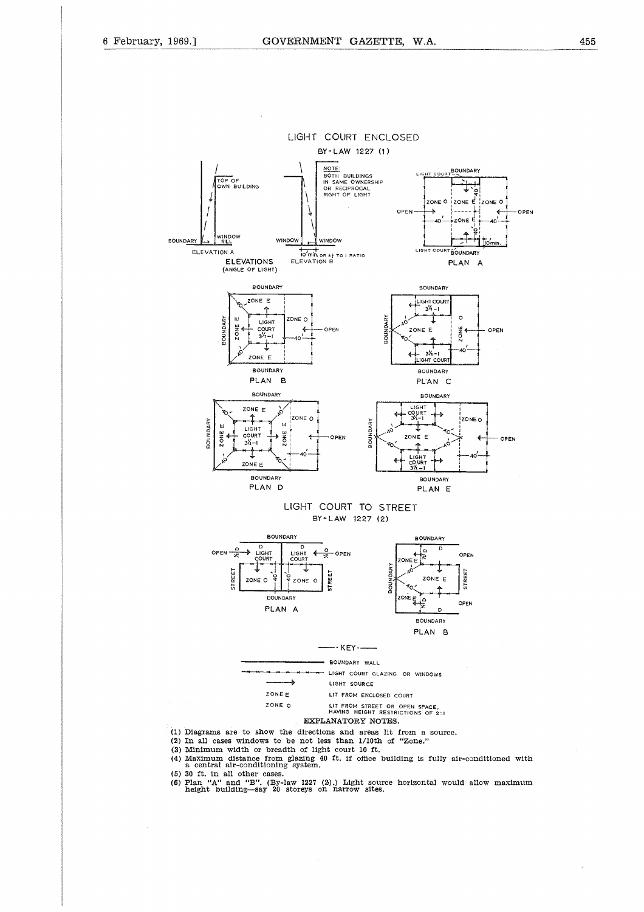## LIGHT COURT ENCLOSED

BY-LAW 1227 (1)

ELEVATIONS (ANGLE OF LIGHT)

ELEVATION A

ELEVATION B

NOTE: BOTH BUILDINGS IN SAME OWNERSHIP OR RECIPROCAL RIGHT OF LIGHT

PLAN A

PLAN B

PLAN C

PLAN D

PLAN E

## LIGHT COURT TO STREET

BY-LAW 1227 (2)

PLAN A

PLAN B

—— KEY ——

| | |
|---|---|
| (solid line) | BOUNDARY WALL |
| (dashed line) | LIGHT COURT GLAZING OR WINDOWS |
| (arrow) | LIGHT SOURCE |
| ZONE E | LIT FROM ENCLOSED COURT |
| ZONE O | LIT FROM STREET OR OPEN SPACE, HAVING HEIGHT RESTRICTIONS OF 2:1 |

### EXPLANATORY NOTES.

(1) Diagrams are to show the directions and areas lit from a source.

(2) In all cases windows to be not less than 1/10th of "Zone."

(3) Minimum width or breadth of light court 10 ft.

(4) Maximum distance from glazing 40 ft. if office building is fully air-conditioned with a central air-conditioning system.

(5) 30 ft. in all other cases.

(6) Plan "A" and "B". (By-law 1227 (2).) Light source horizontal would allow maximum height building—say 20 storeys on narrow sites.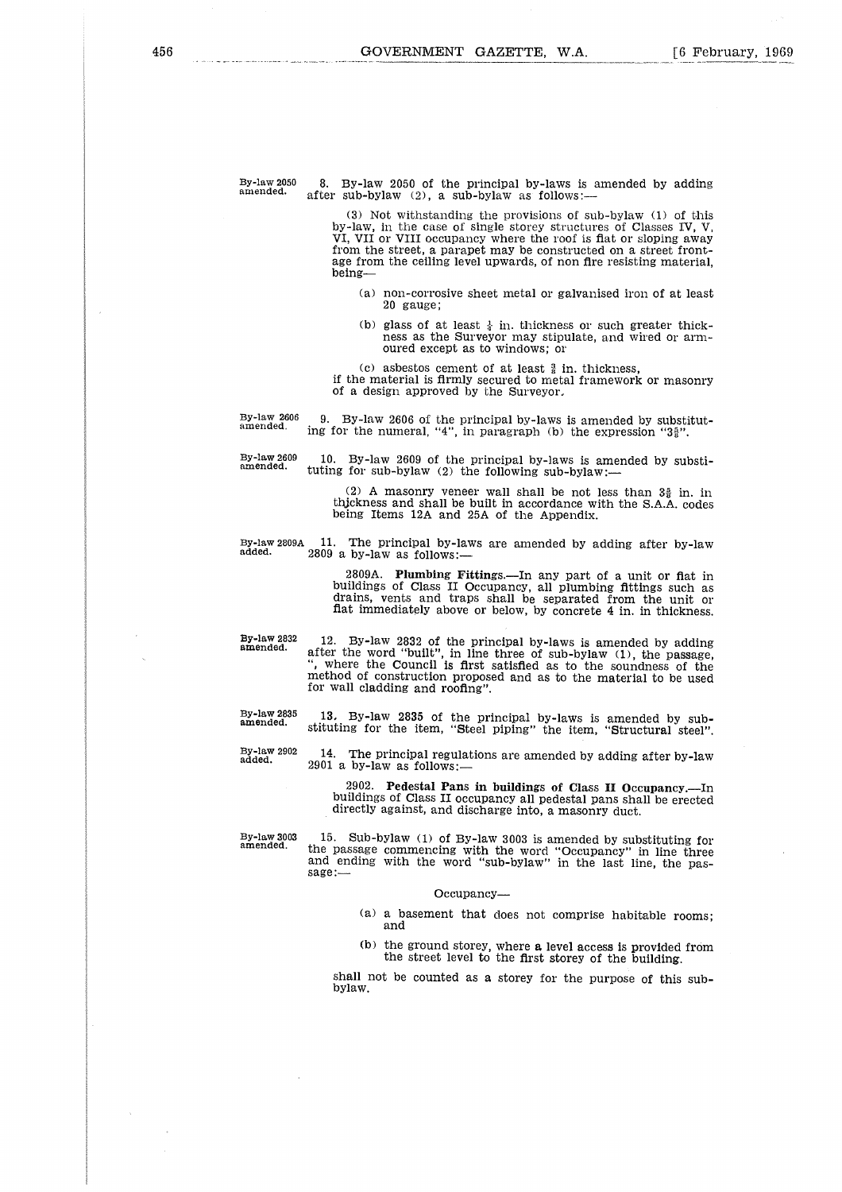By-law 2050 amended.

8. By-law 2050 of the principal by-laws is amended by adding after sub-bylaw (2), a sub-bylaw as follows:—

(3) Not withstanding the provisions of sub-bylaw (1) of this by-law, in the case of single storey structures of Classes IV, V, VI, VII or VIII occupancy where the roof is flat or sloping away from the street, a parapet may be constructed on a street frontage from the ceiling level upwards, of non fire resisting material, being—

(a) non-corrosive sheet metal or galvanised iron of at least 20 gauge;

(b) glass of at least ¼ in. thickness or such greater thickness as the Surveyor may stipulate, and wired or armoured except as to windows; or

(c) asbestos cement of at least ⅜ in. thickness,

if the material is firmly secured to metal framework or masonry of a design approved by the Surveyor.

By-law 2606 amended.

9. By-law 2606 of the principal by-laws is amended by substituting for the numeral, "4", in paragraph (b) the expression "3⅝".

By-law 2609 amended.

10. By-law 2609 of the principal by-laws is amended by substituting for sub-bylaw (2) the following sub-bylaw:—

(2) A masonry veneer wall shall be not less than 3⅝ in. in thickness and shall be built in accordance with the S.A.A. codes being Items 12A and 25A of the Appendix.

By-law 2809A added.

11. The principal by-laws are amended by adding after by-law 2809 a by-law as follows:—

2809A. **Plumbing Fittings.**—In any part of a unit or flat in buildings of Class II Occupancy, all plumbing fittings such as drains, vents and traps shall be separated from the unit or flat immediately above or below, by concrete 4 in. in thickness.

By-law 2832 amended.

12. By-law 2832 of the principal by-laws is amended by adding after the word "built", in line three of sub-bylaw (1), the passage, ", where the Council is first satisfied as to the soundness of the method of construction proposed and as to the material to be used for wall cladding and roofing".

By-law 2835 amended.

13. By-law 2835 of the principal by-laws is amended by substituting for the item, "Steel piping" the item, "Structural steel".

By-law 2902 added.

14. The principal regulations are amended by adding after by-law 2901 a by-law as follows:—

2902. **Pedestal Pans in buildings of Class II Occupancy.**—In buildings of Class II occupancy all pedestal pans shall be erected directly against, and discharge into, a masonry duct.

By-law 3003 amended.

15. Sub-bylaw (1) of By-law 3003 is amended by substituting for the passage commencing with the word "Occupancy" in line three and ending with the word "sub-bylaw" in the last line, the passage:—

Occupancy—

(a) a basement that does not comprise habitable rooms; and

(b) the ground storey, where a level access is provided from the street level to the first storey of the building.

shall not be counted as a storey for the purpose of this sub-bylaw.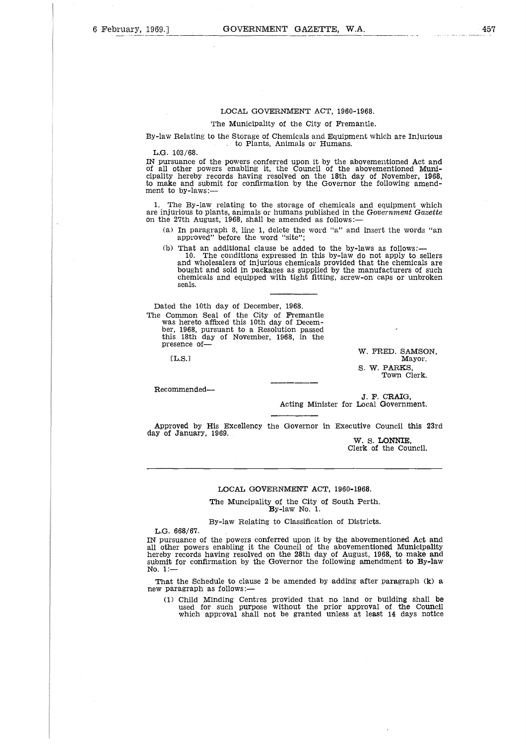LOCAL GOVERNMENT ACT, 1960-1968.

The Municipality of the City of Fremantle.

By-law Relating to the Storage of Chemicals and Equipment which are Injurious to Plants, Animals or Humans.

L.G. 103/68.

IN pursuance of the powers conferred upon it by the abovementioned Act and of all other powers enabling it, the Council of the abovementioned Municipality hereby records having resolved on the 18th day of November, 1968, to make and submit for confirmation by the Governor the following amendment to by-laws:—

1. The By-law relating to the storage of chemicals and equipment which are injurious to plants, animals or humans published in the *Government Gazette* on the 27th August, 1968, shall be amended as follows:—

(a) In paragraph 8, line 1, delete the word "a" and insert the words "an approved" before the word "site";

(b) That an additional clause be added to the by-laws as follows:—

10. The conditions expressed in this by-law do not apply to sellers and wholesalers of injurious chemicals provided that the chemicals are bought and sold in packages as supplied by the manufacturers of such chemicals and equipped with tight fitting, screw-on caps or unbroken seals.

---

Dated the 10th day of December, 1968.

The Common Seal of the City of Fremantle was hereto affixed this 10th day of December, 1968, pursuant to a Resolution passed this 18th day of November, 1968, in the presence of—

[L.S.]

W. FRED. SAMSON,
Mayor.

S. W. PARKS,
Town Clerk.

---

Recommended—

J. F. CRAIG,
Acting Minister for Local Government.

---

Approved by His Excellency the Governor in Executive Council this 23rd day of January, 1969.

W. S. LONNIE,
Clerk of the Council.

---

LOCAL GOVERNMENT ACT, 1960-1968.

The Muncipality of the City of South Perth.
By-law No. 1.

By-law Relating to Classification of Districts.

L.G. 668/67.

IN pursuance of the powers conferred upon it by the abovementioned Act and all other powers enabling it the Council of the abovementioned Municipality hereby records having resolved on the 28th day of August, 1968, to make and submit for confirmation by the Governor the following amendment to By-law No. 1:—

That the Schedule to clause 2 be amended by adding after paragraph (k) a new paragraph as follows:—

(1) Child Minding Centres provided that no land or building shall be used for such purpose without the prior approval of the Council which approval shall not be granted unless at least 14 days notice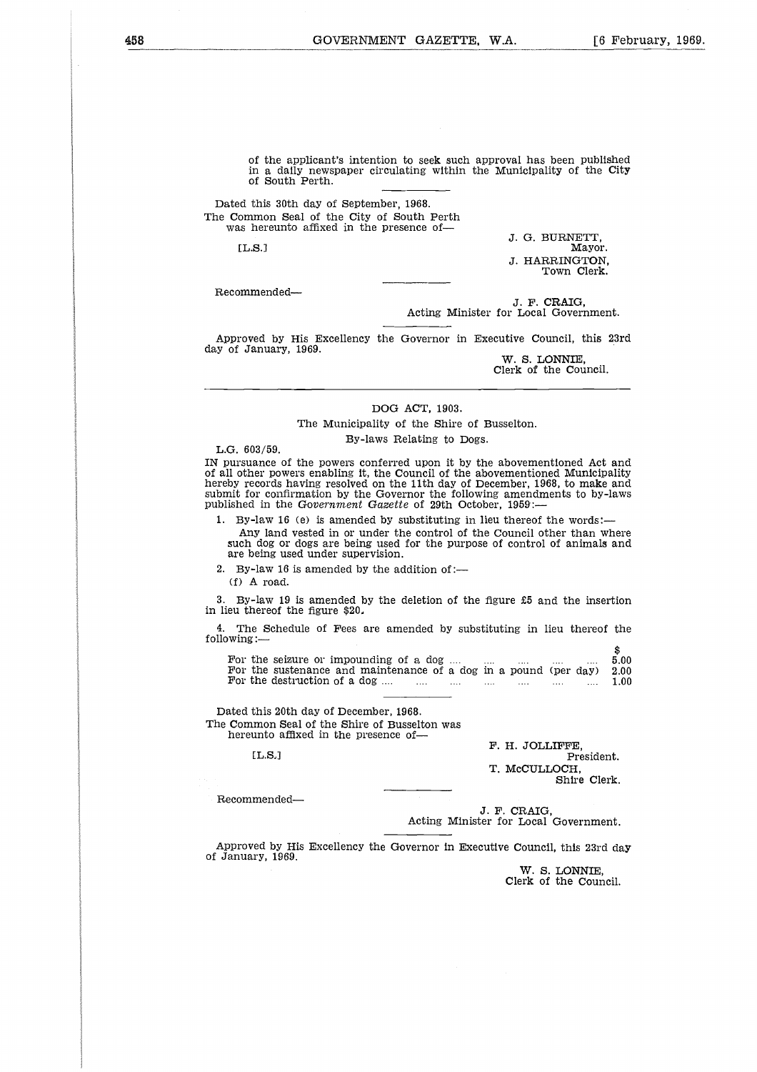of the applicant's intention to seek such approval has been published in a daily newspaper circulating within the Municipality of the City of South Perth.

Dated this 30th day of September, 1968.

The Common Seal of the City of South Perth was hereunto affixed in the presence of—

[L.S.]

J. G. BURNETT,
Mayor.

J. HARRINGTON,
Town Clerk.

Recommended—

J. F. CRAIG,
Acting Minister for Local Government.

Approved by His Excellency the Governor in Executive Council, this 23rd day of January, 1969.

W. S. LONNIE,
Clerk of the Council.

---

DOG ACT, 1903.

The Municipality of the Shire of Busselton.

By-laws Relating to Dogs.

L.G. 603/59.

IN pursuance of the powers conferred upon it by the abovementioned Act and of all other powers enabling it, the Council of the abovementioned Municipality hereby records having resolved on the 11th day of December, 1968, to make and submit for confirmation by the Governor the following amendments to by-laws published in the *Government Gazette* of 29th October, 1959:—

1. By-law 16 (e) is amended by substituting in lieu thereof the words:—

   Any land vested in or under the control of the Council other than where such dog or dogs are being used for the purpose of control of animals and are being used under supervision.

2. By-law 16 is amended by the addition of:—

   (f) A road.

3. By-law 19 is amended by the deletion of the figure £5 and the insertion in lieu thereof the figure $20.

4. The Schedule of Fees are amended by substituting in lieu thereof the following:—

| | $ |
|---|---|
| For the seizure or impounding of a dog .... .... .... .... .... | 5.00 |
| For the sustenance and maintenance of a dog in a pound (per day) | 2.00 |
| For the destruction of a dog .... .... .... .... .... .... .... | 1.00 |

Dated this 20th day of December, 1968.

The Common Seal of the Shire of Busselton was hereunto affixed in the presence of—

[L.S.]

F. H. JOLLIFFE,
President.

T. McCULLOCH,
Shire Clerk.

Recommended—

J. F. CRAIG,
Acting Minister for Local Government.

Approved by His Excellency the Governor in Executive Council, this 23rd day of January, 1969.

W. S. LONNIE,
Clerk of the Council.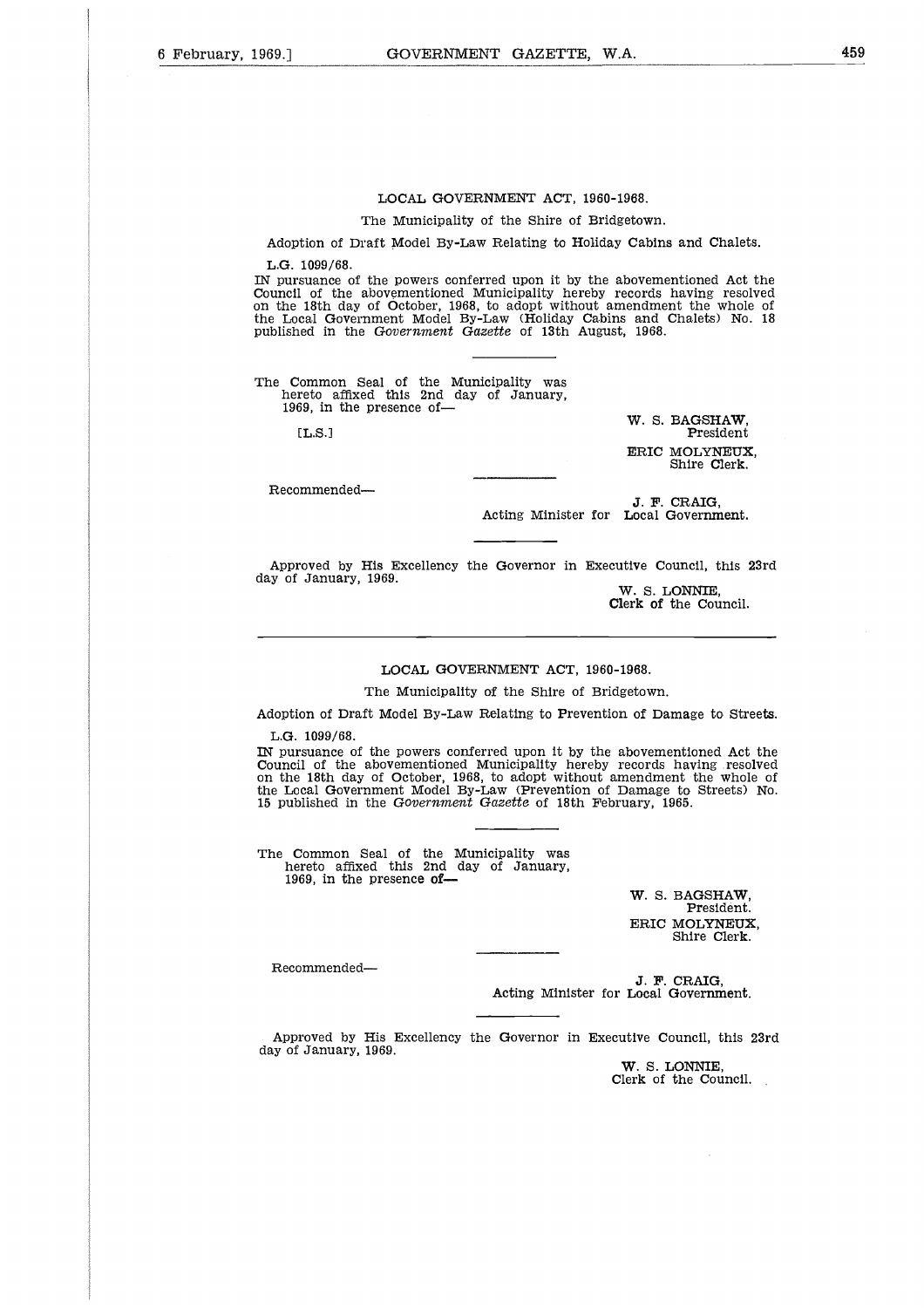LOCAL GOVERNMENT ACT, 1960-1968.

The Municipality of the Shire of Bridgetown.

Adoption of Draft Model By-Law Relating to Holiday Cabins and Chalets.

L.G. 1099/68.

IN pursuance of the powers conferred upon it by the abovementioned Act the Council of the abovementioned Municipality hereby records having resolved on the 18th day of October, 1968, to adopt without amendment the whole of the Local Government Model By-Law (Holiday Cabins and Chalets) No. 18 published in the *Government Gazette* of 13th August, 1968.

The Common Seal of the Municipality was hereto affixed this 2nd day of January, 1969, in the presence of—

[L.S.]

W. S. BAGSHAW,
President

ERIC MOLYNEUX,
Shire Clerk.

Recommended—

J. F. CRAIG,
Acting Minister for Local Government.

Approved by His Excellency the Governor in Executive Council, this 23rd day of January, 1969.

W. S. LONNIE,
Clerk of the Council.

---

LOCAL GOVERNMENT ACT, 1960-1968.

The Municipality of the Shire of Bridgetown.

Adoption of Draft Model By-Law Relating to Prevention of Damage to Streets.

L.G. 1099/68.

IN pursuance of the powers conferred upon it by the abovementioned Act the Council of the abovementioned Municipality hereby records having resolved on the 18th day of October, 1968, to adopt without amendment the whole of the Local Government Model By-Law (Prevention of Damage to Streets) No. 15 published in the *Government Gazette* of 18th February, 1965.

The Common Seal of the Municipality was hereto affixed this 2nd day of January, 1969, in the presence of—

W. S. BAGSHAW,
President.

ERIC MOLYNEUX,
Shire Clerk.

Recommended—

J. F. CRAIG,
Acting Minister for Local Government.

Approved by His Excellency the Governor in Executive Council, this 23rd day of January, 1969.

W. S. LONNIE,
Clerk of the Council.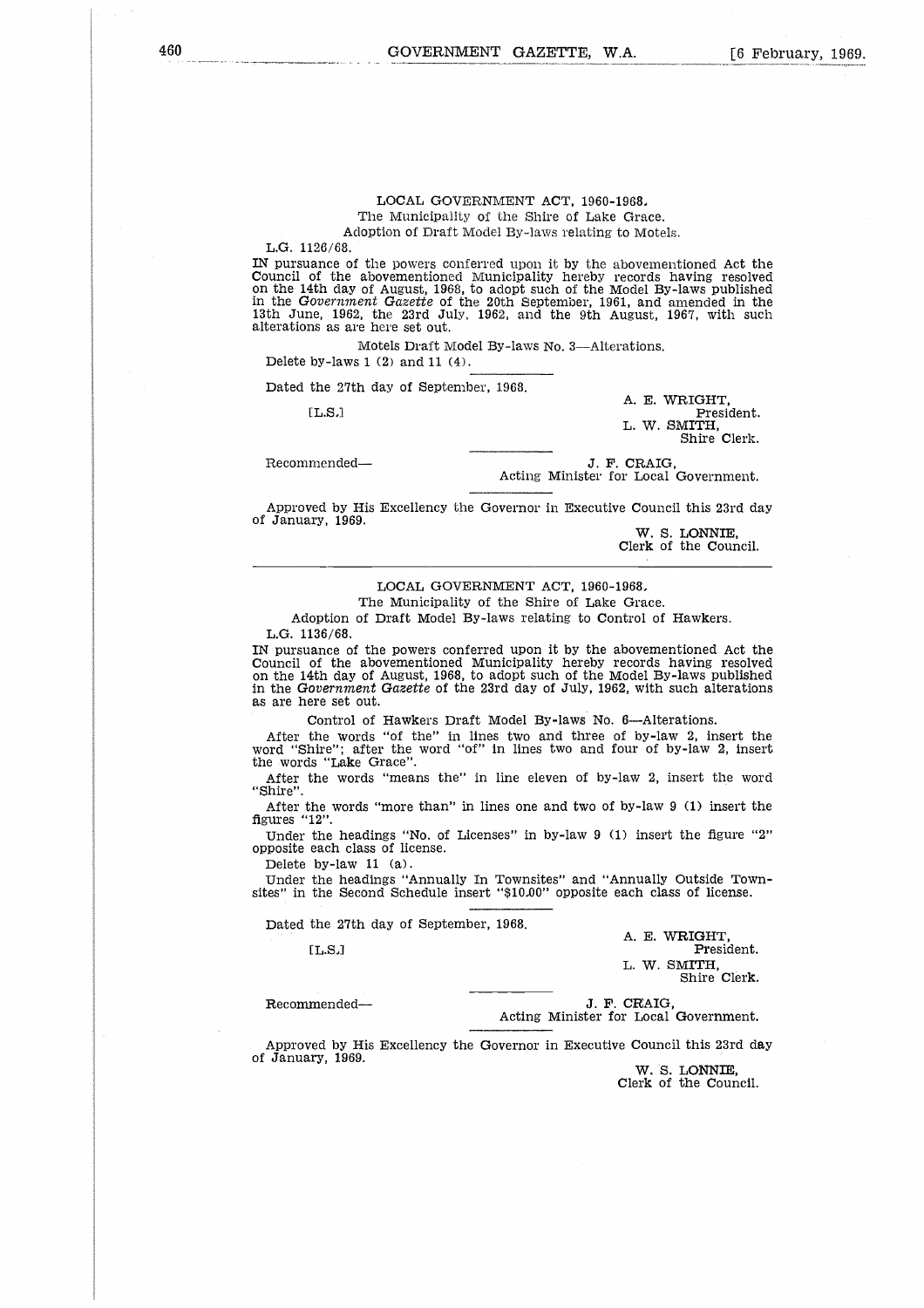LOCAL GOVERNMENT ACT, 1960-1968.

The Municipality of the Shire of Lake Grace.

Adoption of Draft Model By-laws relating to Motels.

L.G. 1126/68.

IN pursuance of the powers conferred upon it by the abovementioned Act the Council of the abovementioned Municipality hereby records having resolved on the 14th day of August, 1968, to adopt such of the Model By-laws published in the *Government Gazette* of the 20th September, 1961, and amended in the 13th June, 1962, the 23rd July, 1962, and the 9th August, 1967, with such alterations as are here set out.

Motels Draft Model By-laws No. 3—Alterations.

Delete by-laws 1 (2) and 11 (4).

Dated the 27th day of September, 1968.

[L.S.]

A. E. WRIGHT,
President.
L. W. SMITH,
Shire Clerk.

Recommended—

J. F. CRAIG,
Acting Minister for Local Government.

Approved by His Excellency the Governor in Executive Council this 23rd day of January, 1969.

W. S. LONNIE,
Clerk of the Council.

---

LOCAL GOVERNMENT ACT, 1960-1968.

The Municipality of the Shire of Lake Grace.

Adoption of Draft Model By-laws relating to Control of Hawkers.

L.G. 1136/68.

IN pursuance of the powers conferred upon it by the abovementioned Act the Council of the abovementioned Municipality hereby records having resolved on the 14th day of August, 1968, to adopt such of the Model By-laws published in the *Government Gazette* of the 23rd day of July, 1962, with such alterations as are here set out.

Control of Hawkers Draft Model By-laws No. 6—Alterations.

After the words "of the" in lines two and three of by-law 2, insert the word "Shire"; after the word "of" in lines two and four of by-law 2, insert the words "Lake Grace".

After the words "means the" in line eleven of by-law 2, insert the word "Shire".

After the words "more than" in lines one and two of by-law 9 (1) insert the figures "12".

Under the headings "No. of Licenses" in by-law 9 (1) insert the figure "2" opposite each class of license.

Delete by-law 11 (a).

Under the headings "Annually In Townsites" and "Annually Outside Townsites" in the Second Schedule insert "$10.00" opposite each class of license.

Dated the 27th day of September, 1968.

[L.S.]

A. E. WRIGHT,
President.
L. W. SMITH,
Shire Clerk.

Recommended—

J. F. CRAIG,
Acting Minister for Local Government.

Approved by His Excellency the Governor in Executive Council this 23rd day of January, 1969.

W. S. LONNIE,
Clerk of the Council.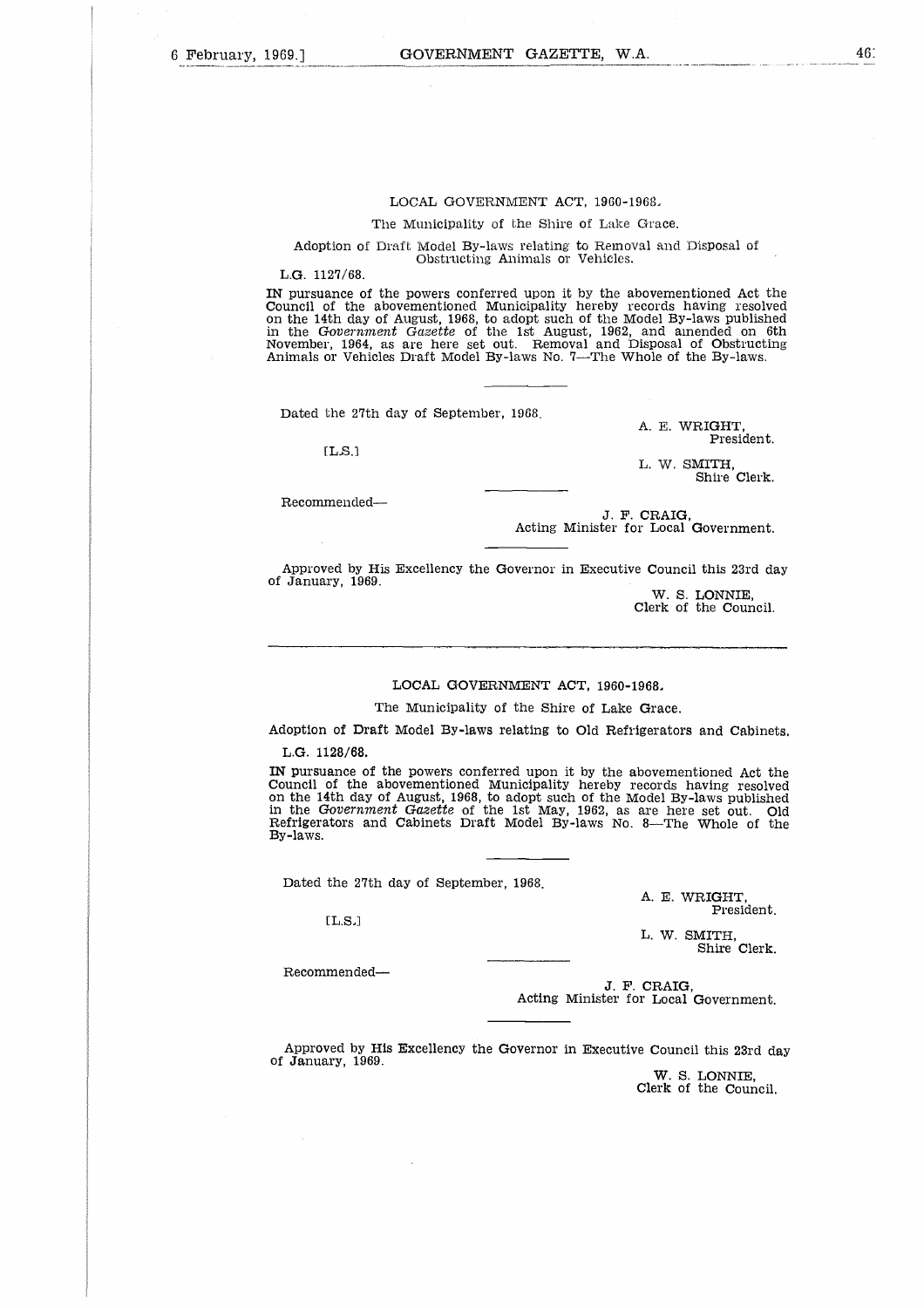LOCAL GOVERNMENT ACT, 1960-1968.

The Municipality of the Shire of Lake Grace.

Adoption of Draft Model By-laws relating to Removal and Disposal of Obstructing Animals or Vehicles.

L.G. 1127/68.

IN pursuance of the powers conferred upon it by the abovementioned Act the Council of the abovementioned Municipality hereby records having resolved on the 14th day of August, 1968, to adopt such of the Model By-laws published in the *Government Gazette* of the 1st August, 1962, and amended on 6th November, 1964, as are here set out. Removal and Disposal of Obstructing Animals or Vehicles Draft Model By-laws No. 7—The Whole of the By-laws.

---

Dated the 27th day of September, 1968.

[L.S.]

A. E. WRIGHT,
President.

L. W. SMITH,
Shire Clerk.

---

Recommended—

J. F. CRAIG,
Acting Minister for Local Government.

---

Approved by His Excellency the Governor in Executive Council this 23rd day of January, 1969.

W. S. LONNIE,
Clerk of the Council.

---

LOCAL GOVERNMENT ACT, 1960-1968.

The Municipality of the Shire of Lake Grace.

Adoption of Draft Model By-laws relating to Old Refrigerators and Cabinets.

L.G. 1128/68.

IN pursuance of the powers conferred upon it by the abovementioned Act the Council of the abovementioned Municipality hereby records having resolved on the 14th day of August, 1968, to adopt such of the Model By-laws published in the *Government Gazette* of the 1st May, 1962, as are here set out. Old Refrigerators and Cabinets Draft Model By-laws No. 8—The Whole of the By-laws.

---

Dated the 27th day of September, 1968.

[L.S.]

A. E. WRIGHT,
President.

L. W. SMITH,
Shire Clerk.

---

Recommended—

J. F. CRAIG,
Acting Minister for Local Government.

---

Approved by His Excellency the Governor in Executive Council this 23rd day of January, 1969.

W. S. LONNIE,
Clerk of the Council.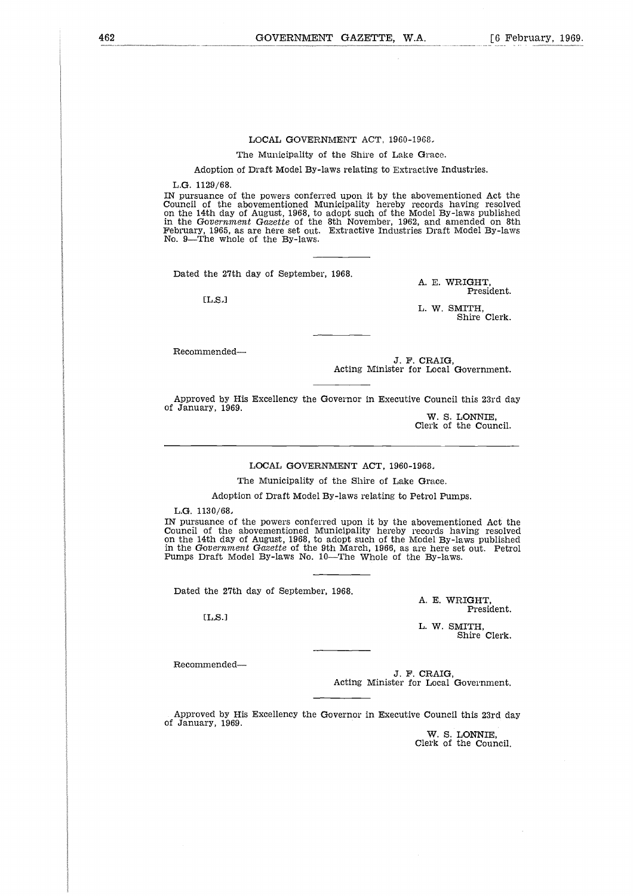## LOCAL GOVERNMENT ACT, 1960-1968.

The Municipality of the Shire of Lake Grace.

Adoption of Draft Model By-laws relating to Extractive Industries.

L.G. 1129/68.

IN pursuance of the powers conferred upon it by the abovementioned Act the Council of the abovementioned Municipality hereby records having resolved on the 14th day of August, 1968, to adopt such of the Model By-laws published in the *Government Gazette* of the 8th November, 1962, and amended on 8th February, 1965, as are here set out. Extractive Industries Draft Model By-laws No. 9—The whole of the By-laws.

Dated the 27th day of September, 1968.

[L.S.]

A. E. WRIGHT,
President.

L. W. SMITH,
Shire Clerk.

Recommended—

J. F. CRAIG,
Acting Minister for Local Government.

Approved by His Excellency the Governor in Executive Council this 23rd day of January, 1969.

W. S. LONNIE,
Clerk of the Council.

---

## LOCAL GOVERNMENT ACT, 1960-1968.

The Municipality of the Shire of Lake Grace.

Adoption of Draft Model By-laws relating to Petrol Pumps.

L.G. 1130/68.

IN pursuance of the powers conferred upon it by the abovementioned Act the Council of the abovementioned Municipality hereby records having resolved on the 14th day of August, 1968, to adopt such of the Model By-laws published in the *Government Gazette* of the 9th March, 1966, as are here set out. Petrol Pumps Draft Model By-laws No. 10—The Whole of the By-laws.

Dated the 27th day of September, 1968.

[L.S.]

A. E. WRIGHT,
President.

L. W. SMITH,
Shire Clerk.

Recommended—

J. F. CRAIG,
Acting Minister for Local Government.

Approved by His Excellency the Governor in Executive Council this 23rd day of January, 1969.

W. S. LONNIE,
Clerk of the Council.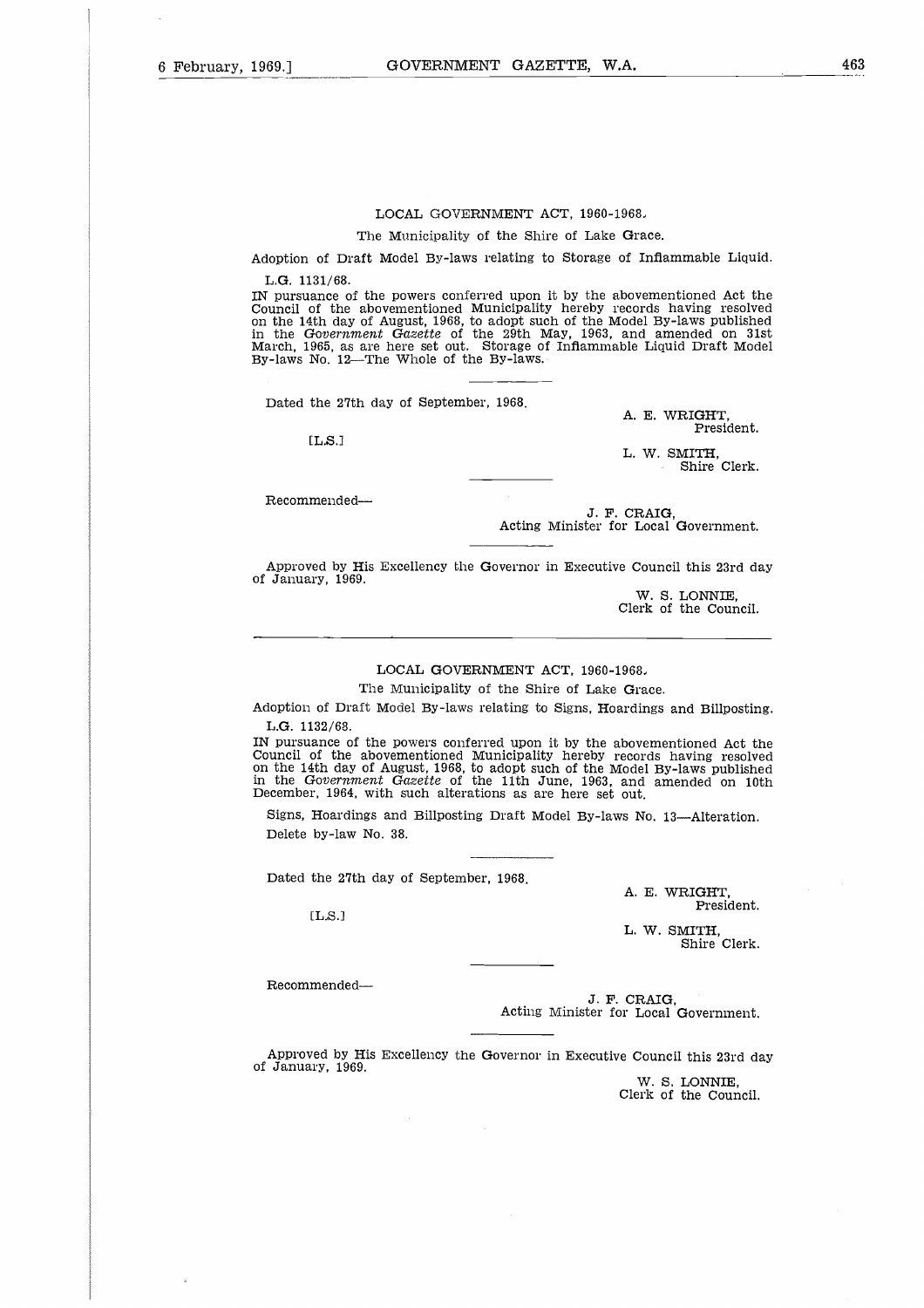## LOCAL GOVERNMENT ACT, 1960-1968.

The Municipality of the Shire of Lake Grace.

Adoption of Draft Model By-laws relating to Storage of Inflammable Liquid.

L.G. 1131/68.

IN pursuance of the powers conferred upon it by the abovementioned Act the Council of the abovementioned Municipality hereby records having resolved on the 14th day of August, 1968, to adopt such of the Model By-laws published in the *Government Gazette* of the 29th May, 1963, and amended on 31st March, 1965, as are here set out. Storage of Inflammable Liquid Draft Model By-laws No. 12—The Whole of the By-laws.

Dated the 27th day of September, 1968.

[L.S.]

A. E. WRIGHT,
President.

L. W. SMITH,
Shire Clerk.

Recommended—

J. F. CRAIG,
Acting Minister for Local Government.

Approved by His Excellency the Governor in Executive Council this 23rd day of January, 1969.

W. S. LONNIE,
Clerk of the Council.

---

## LOCAL GOVERNMENT ACT, 1960-1968.

The Municipality of the Shire of Lake Grace.

Adoption of Draft Model By-laws relating to Signs, Hoardings and Billposting.

L.G. 1132/68.

IN pursuance of the powers conferred upon it by the abovementioned Act the Council of the abovementioned Municipality hereby records having resolved on the 14th day of August, 1968, to adopt such of the Model By-laws published in the *Government Gazette* of the 11th June, 1963, and amended on 10th December, 1964, with such alterations as are here set out.

Signs, Hoardings and Billposting Draft Model By-laws No. 13—Alteration.

Delete by-law No. 38.

Dated the 27th day of September, 1968.

[L.S.]

A. E. WRIGHT,
President.

L. W. SMITH,
Shire Clerk.

Recommended—

J. F. CRAIG,
Acting Minister for Local Government.

Approved by His Excellency the Governor in Executive Council this 23rd day of January, 1969.

W. S. LONNIE,
Clerk of the Council.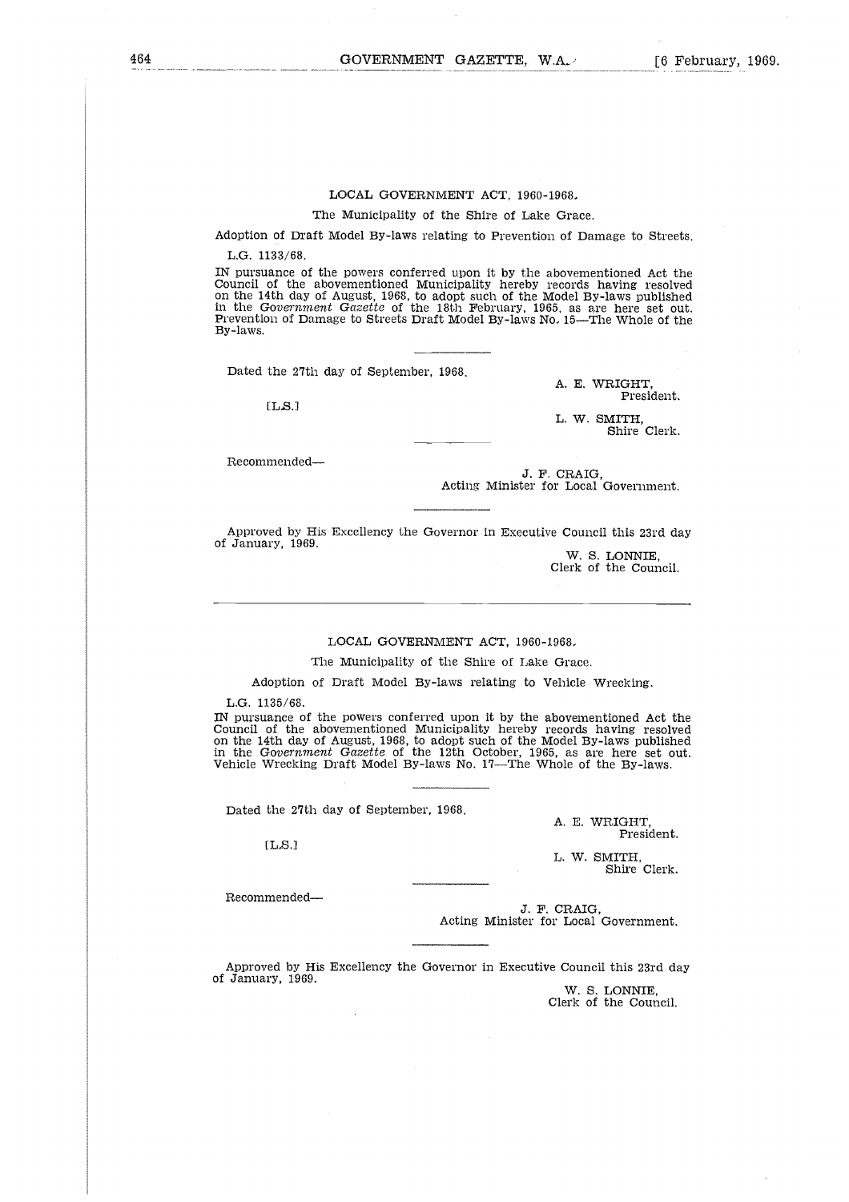## LOCAL GOVERNMENT ACT, 1960-1968.

The Municipality of the Shire of Lake Grace.

Adoption of Draft Model By-laws relating to Prevention of Damage to Streets.

L.G. 1133/68.

IN pursuance of the powers conferred upon it by the abovementioned Act the Council of the abovementioned Municipality hereby records having resolved on the 14th day of August, 1968, to adopt such of the Model By-laws published in the *Government Gazette* of the 18th February, 1965, as are here set out. Prevention of Damage to Streets Draft Model By-laws No. 15—The Whole of the By-laws.

Dated the 27th day of September, 1968.

[L.S.]

A. E. WRIGHT,
President.

L. W. SMITH,
Shire Clerk.

Recommended—

J. F. CRAIG,
Acting Minister for Local Government.

Approved by His Excellency the Governor in Executive Council this 23rd day of January, 1969.

W. S. LONNIE,
Clerk of the Council.

---

## LOCAL GOVERNMENT ACT, 1960-1968.

The Municipality of the Shire of Lake Grace.

Adoption of Draft Model By-laws relating to Vehicle Wrecking.

L.G. 1135/68.

IN pursuance of the powers conferred upon it by the abovementioned Act the Council of the abovementioned Municipality hereby records having resolved on the 14th day of August, 1968, to adopt such of the Model By-laws published in the *Government Gazette* of the 12th October, 1965, as are here set out. Vehicle Wrecking Draft Model By-laws No. 17—The Whole of the By-laws.

Dated the 27th day of September, 1968.

[L.S.]

A. E. WRIGHT,
President.

L. W. SMITH,
Shire Clerk.

Recommended—

J. F. CRAIG,
Acting Minister for Local Government.

Approved by His Excellency the Governor in Executive Council this 23rd day of January, 1969.

W. S. LONNIE,
Clerk of the Council.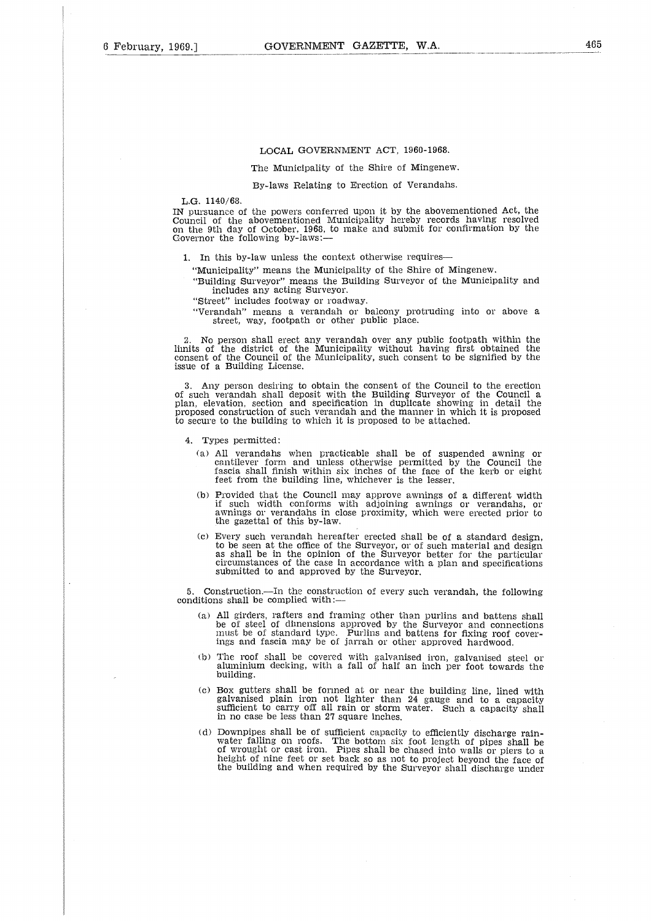LOCAL GOVERNMENT ACT, 1960-1968.

The Municipality of the Shire of Mingenew.

By-laws Relating to Erection of Verandahs.

L.G. 1140/68.

IN pursuance of the powers conferred upon it by the abovementioned Act, the Council of the abovementioned Municipality hereby records having resolved on the 9th day of October, 1968, to make and submit for confirmation by the Governor the following by-laws:—

1. In this by-law unless the context otherwise requires—

"Municipality" means the Municipality of the Shire of Mingenew.

"Building Surveyor" means the Building Surveyor of the Municipality and includes any acting Surveyor.

"Street" includes footway or roadway.

"Verandah" means a verandah or balcony protruding into or above a street, way, footpath or other public place.

2. No person shall erect any verandah over any public footpath within the limits of the district of the Municipality without having first obtained the consent of the Council of the Municipality, such consent to be signified by the issue of a Building License.

3. Any person desiring to obtain the consent of the Council to the erection of such verandah shall deposit with the Building Surveyor of the Council a plan, elevation, section and specification in duplicate showing in detail the proposed construction of such verandah and the manner in which it is proposed to secure to the building to which it is proposed to be attached.

4. Types permitted:

(a) All verandahs when practicable shall be of suspended awning or cantilever form and unless otherwise permitted by the Council the fascia shall finish within six inches of the face of the kerb or eight feet from the building line, whichever is the lesser.

(b) Provided that the Council may approve awnings of a different width if such width conforms with adjoining awnings or verandahs, or awnings or verandahs in close proximity, which were erected prior to the gazettal of this by-law.

(c) Every such verandah hereafter erected shall be of a standard design, to be seen at the office of the Surveyor, or of such material and design as shall be in the opinion of the Surveyor better for the particular circumstances of the case in accordance with a plan and specifications submitted to and approved by the Surveyor.

5. Construction.—In the construction of every such verandah, the following conditions shall be complied with:—

(a) All girders, rafters and framing other than purlins and battens shall be of steel of dimensions approved by the Surveyor and connections must be of standard type. Purlins and battens for fixing roof coverings and fascia may be of jarrah or other approved hardwood.

(b) The roof shall be covered with galvanised iron, galvanised steel or aluminium decking, with a fall of half an inch per foot towards the building.

(c) Box gutters shall be formed at or near the building line, lined with galvanised plain iron not lighter than 24 gauge and to a capacity sufficient to carry off all rain or storm water. Such a capacity shall in no case be less than 27 square inches.

(d) Downpipes shall be of sufficient capacity to efficiently discharge rainwater falling on roofs. The bottom six foot length of pipes shall be of wrought or cast iron. Pipes shall be chased into walls or piers to a height of nine feet or set back so as not to project beyond the face of the building and when required by the Surveyor shall discharge under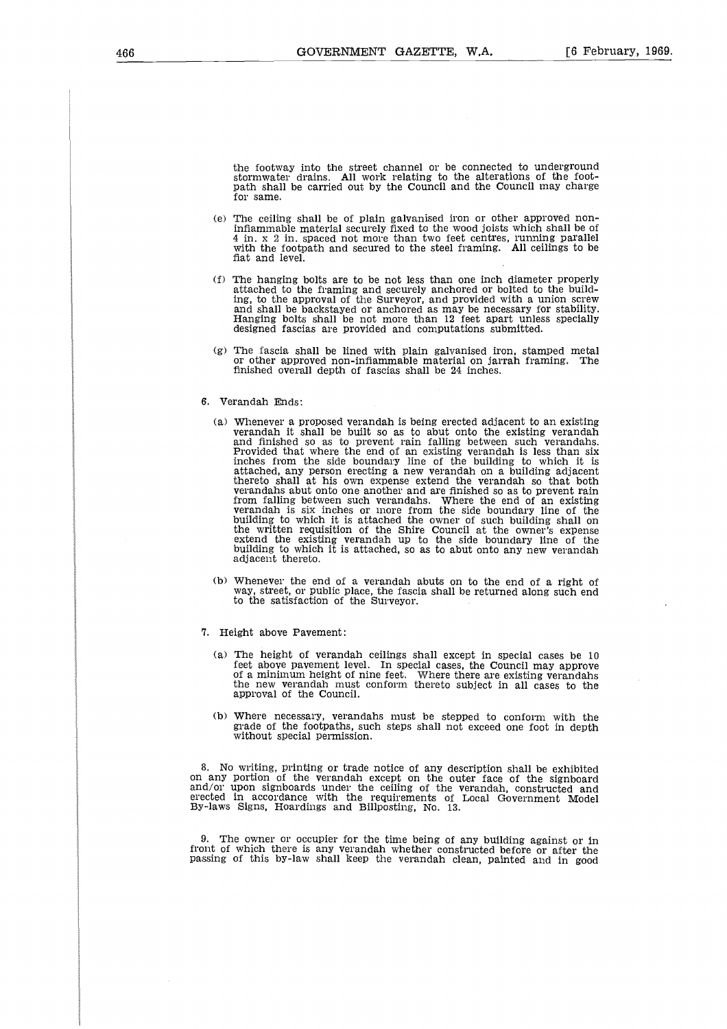the footway into the street channel or be connected to underground stormwater drains. All work relating to the alterations of the footpath shall be carried out by the Council and the Council may charge for same.

(e) The ceiling shall be of plain galvanised iron or other approved non-inflammable material securely fixed to the wood joists which shall be of 4 in. x 2 in. spaced not more than two feet centres, running parallel with the footpath and secured to the steel framing. All ceilings to be flat and level.

(f) The hanging bolts are to be not less than one inch diameter properly attached to the framing and securely anchored or bolted to the building, to the approval of the Surveyor, and provided with a union screw and shall be backstayed or anchored as may be necessary for stability. Hanging bolts shall be not more than 12 feet apart unless specially designed fascias are provided and computations submitted.

(g) The fascia shall be lined with plain galvanised iron, stamped metal or other approved non-inflammable material on jarrah framing. The finished overall depth of fascias shall be 24 inches.

6. Verandah Ends:

(a) Whenever a proposed verandah is being erected adjacent to an existing verandah it shall be built so as to abut onto the existing verandah and finished so as to prevent rain falling between such verandahs. Provided that where the end of an existing verandah is less than six inches from the side boundary line of the building to which it is attached, any person erecting a new verandah on a building adjacent thereto shall at his own expense extend the verandah so that both verandahs abut onto one another and are finished so as to prevent rain from falling between such verandahs. Where the end of an existing verandah is six inches or more from the side boundary line of the building to which it is attached the owner of such building shall on the written requisition of the Shire Council at the owner's expense extend the existing verandah up to the side boundary line of the building to which it is attached, so as to abut onto any new verandah adjacent thereto.

(b) Whenever the end of a verandah abuts on to the end of a right of way, street, or public place, the fascia shall be returned along such end to the satisfaction of the Surveyor.

7. Height above Pavement:

(a) The height of verandah ceilings shall except in special cases be 10 feet above pavement level. In special cases, the Council may approve of a minimum height of nine feet. Where there are existing verandahs the new verandah must conform thereto subject in all cases to the approval of the Council.

(b) Where necessary, verandahs must be stepped to conform with the grade of the footpaths, such steps shall not exceed one foot in depth without special permission.

8. No writing, printing or trade notice of any description shall be exhibited on any portion of the verandah except on the outer face of the signboard and/or upon signboards under the ceiling of the verandah, constructed and erected in accordance with the requirements of Local Government Model By-laws Signs, Hoardings and Billposting, No. 13.

9. The owner or occupier for the time being of any building against or in front of which there is any verandah whether constructed before or after the passing of this by-law shall keep the verandah clean, painted and in good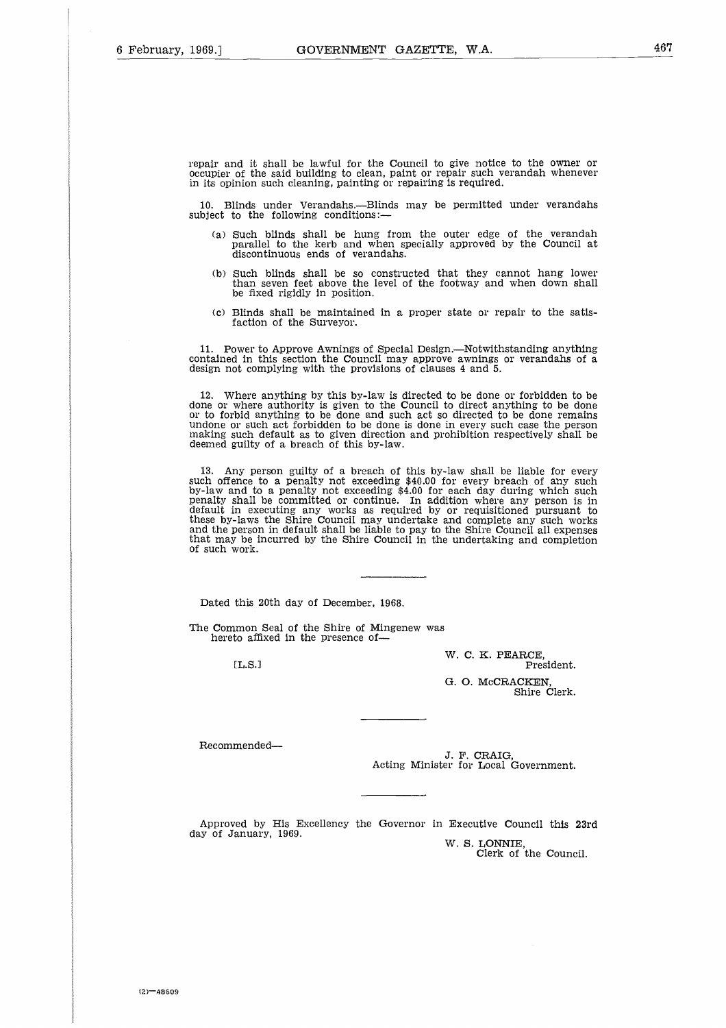repair and it shall be lawful for the Council to give notice to the owner or occupier of the said building to clean, paint or repair such verandah whenever in its opinion such cleaning, painting or repairing is required.

10. Blinds under Verandahs.—Blinds may be permitted under verandahs subject to the following conditions:—

(a) Such blinds shall be hung from the outer edge of the verandah parallel to the kerb and when specially approved by the Council at discontinuous ends of verandahs.

(b) Such blinds shall be so constructed that they cannot hang lower than seven feet above the level of the footway and when down shall be fixed rigidly in position.

(c) Blinds shall be maintained in a proper state or repair to the satisfaction of the Surveyor.

11. Power to Approve Awnings of Special Design.—Notwithstanding anything contained in this section the Council may approve awnings or verandahs of a design not complying with the provisions of clauses 4 and 5.

12. Where anything by this by-law is directed to be done or forbidden to be done or where authority is given to the Council to direct anything to be done or to forbid anything to be done and such act so directed to be done remains undone or such act forbidden to be done is done in every such case the person making such default as to given direction and prohibition respectively shall be deemed guilty of a breach of this by-law.

13. Any person guilty of a breach of this by-law shall be liable for every such offence to a penalty not exceeding $40.00 for every breach of any such by-law and to a penalty not exceeding $4.00 for each day during which such penalty shall be committed or continue. In addition where any person is in default in executing any works as required by or requisitioned pursuant to these by-laws the Shire Council may undertake and complete any such works and the person in default shall be liable to pay to the Shire Council all expenses that may be incurred by the Shire Council in the undertaking and completion of such work.

---

Dated this 20th day of December, 1968.

The Common Seal of the Shire of Mingenew was hereto affixed in the presence of—

[L.S.]

W. C. K. PEARCE,
President.

G. O. McCRACKEN,
Shire Clerk.

---

Recommended—

J. F. CRAIG,
Acting Minister for Local Government.

---

Approved by His Excellency the Governor in Executive Council this 23rd day of January, 1969.

W. S. LONNIE,
Clerk of the Council.

(2)—48609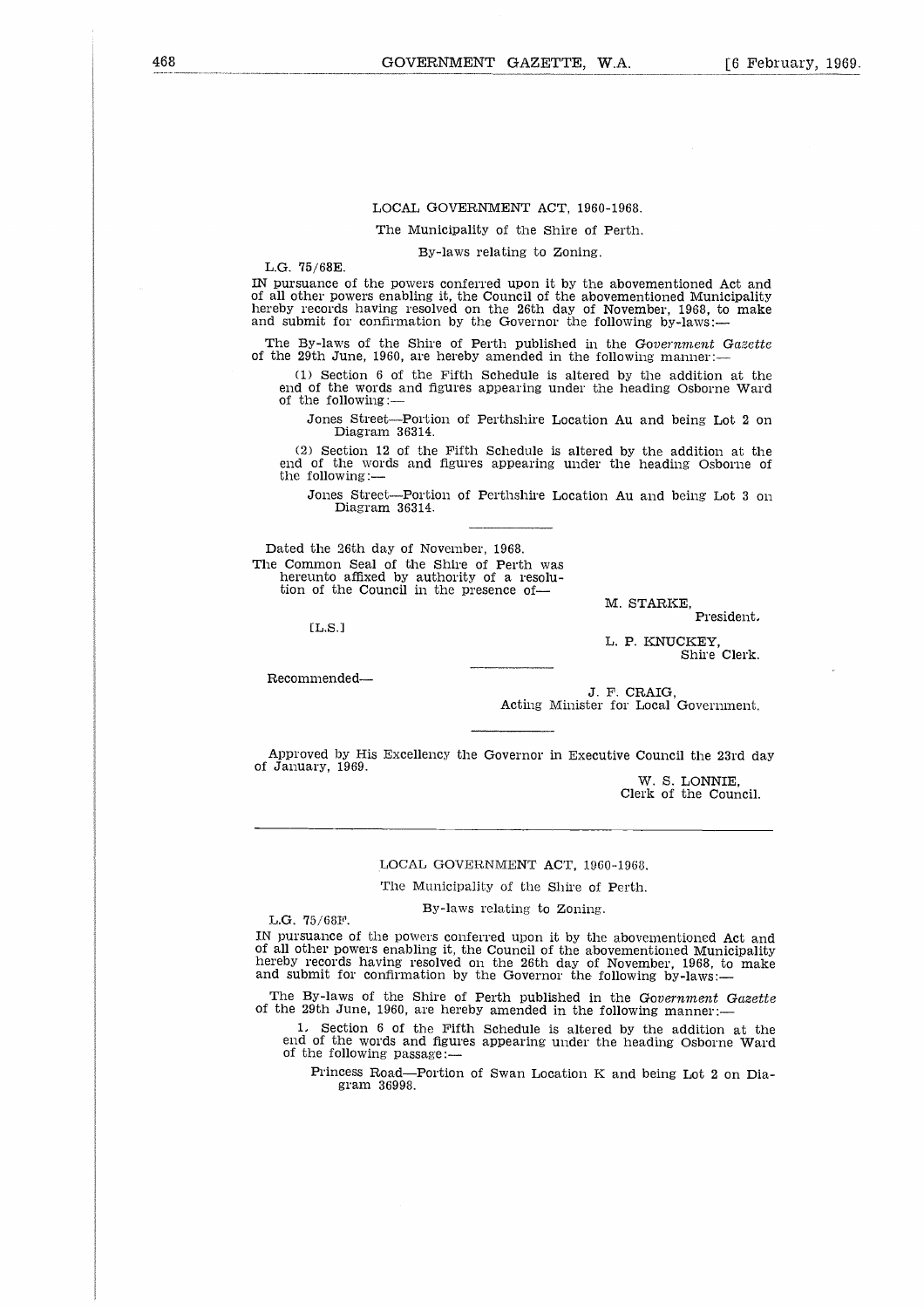LOCAL GOVERNMENT ACT, 1960-1968.

The Municipality of the Shire of Perth.

By-laws relating to Zoning.

L.G. 75/68E.

IN pursuance of the powers conferred upon it by the abovementioned Act and of all other powers enabling it, the Council of the abovementioned Municipality hereby records having resolved on the 26th day of November, 1968, to make and submit for confirmation by the Governor the following by-laws:—

The By-laws of the Shire of Perth published in the *Government Gazette* of the 29th June, 1960, are hereby amended in the following manner:—

(1) Section 6 of the Fifth Schedule is altered by the addition at the end of the words and figures appearing under the heading Osborne Ward of the following:—

Jones Street—Portion of Perthshire Location Au and being Lot 2 on Diagram 36314.

(2) Section 12 of the Fifth Schedule is altered by the addition at the end of the words and figures appearing under the heading Osborne of the following:—

Jones Street—Portion of Perthshire Location Au and being Lot 3 on Diagram 36314.

Dated the 26th day of November, 1968.

The Common Seal of the Shire of Perth was hereunto affixed by authority of a resolution of the Council in the presence of—

M. STARKE,
President.

[L.S.]

L. P. KNUCKEY,
Shire Clerk.

Recommended—

J. F. CRAIG,
Acting Minister for Local Government.

Approved by His Excellency the Governor in Executive Council the 23rd day of January, 1969.

W. S. LONNIE,
Clerk of the Council.

---

LOCAL GOVERNMENT ACT, 1960-1968.

The Municipality of the Shire of Perth.

By-laws relating to Zoning.

L.G. 75/68F.

IN pursuance of the powers conferred upon it by the abovementioned Act and of all other powers enabling it, the Council of the abovementioned Municipality hereby records having resolved on the 26th day of November, 1968, to make and submit for confirmation by the Governor the following by-laws:—

The By-laws of the Shire of Perth published in the *Government Gazette* of the 29th June, 1960, are hereby amended in the following manner:—

1. Section 6 of the Fifth Schedule is altered by the addition at the end of the words and figures appearing under the heading Osborne Ward of the following passage:—

Princess Road—Portion of Swan Location K and being Lot 2 on Diagram 36998.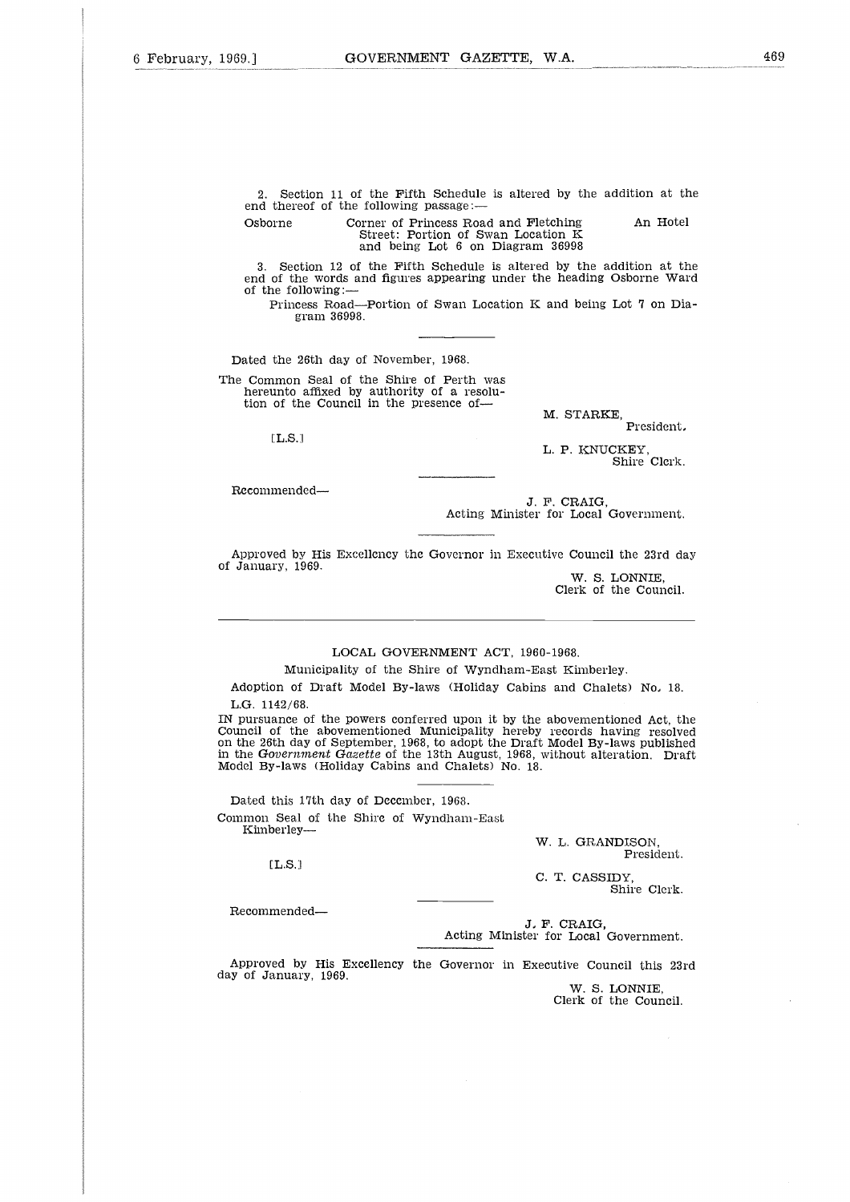2. Section 11 of the Fifth Schedule is altered by the addition at the end thereof of the following passage:—

| | | |
|---|---|---|
| Osborne | Corner of Princess Road and Fletching Street: Portion of Swan Location K and being Lot 6 on Diagram 36998 | An Hotel |

3. Section 12 of the Fifth Schedule is altered by the addition at the end of the words and figures appearing under the heading Osborne Ward of the following:—

Princess Road—Portion of Swan Location K and being Lot 7 on Diagram 36998.

---

Dated the 26th day of November, 1968.

The Common Seal of the Shire of Perth was hereunto affixed by authority of a resolution of the Council in the presence of—

[L.S.]

M. STARKE,
President.

L. P. KNUCKEY,
Shire Clerk.

---

Recommended—

J. F. CRAIG,
Acting Minister for Local Government.

---

Approved by His Excellency the Governor in Executive Council the 23rd day of January, 1969.

W. S. LONNIE,
Clerk of the Council.

---

LOCAL GOVERNMENT ACT, 1960-1968.

Municipality of the Shire of Wyndham-East Kimberley.

Adoption of Draft Model By-laws (Holiday Cabins and Chalets) No. 18.

L.G. 1142/68.

IN pursuance of the powers conferred upon it by the abovementioned Act, the Council of the abovementioned Municipality hereby records having resolved on the 26th day of September, 1968, to adopt the Draft Model By-laws published in the *Government Gazette* of the 13th August, 1968, without alteration. Draft Model By-laws (Holiday Cabins and Chalets) No. 18.

---

Dated this 17th day of December, 1968.

Common Seal of the Shire of Wyndham-East Kimberley—

[L.S.]

W. L. GRANDISON,
President.

C. T. CASSIDY,
Shire Clerk.

---

Recommended—

J. F. CRAIG,
Acting Minister for Local Government.

---

Approved by His Excellency the Governor in Executive Council this 23rd day of January, 1969.

W. S. LONNIE,
Clerk of the Council.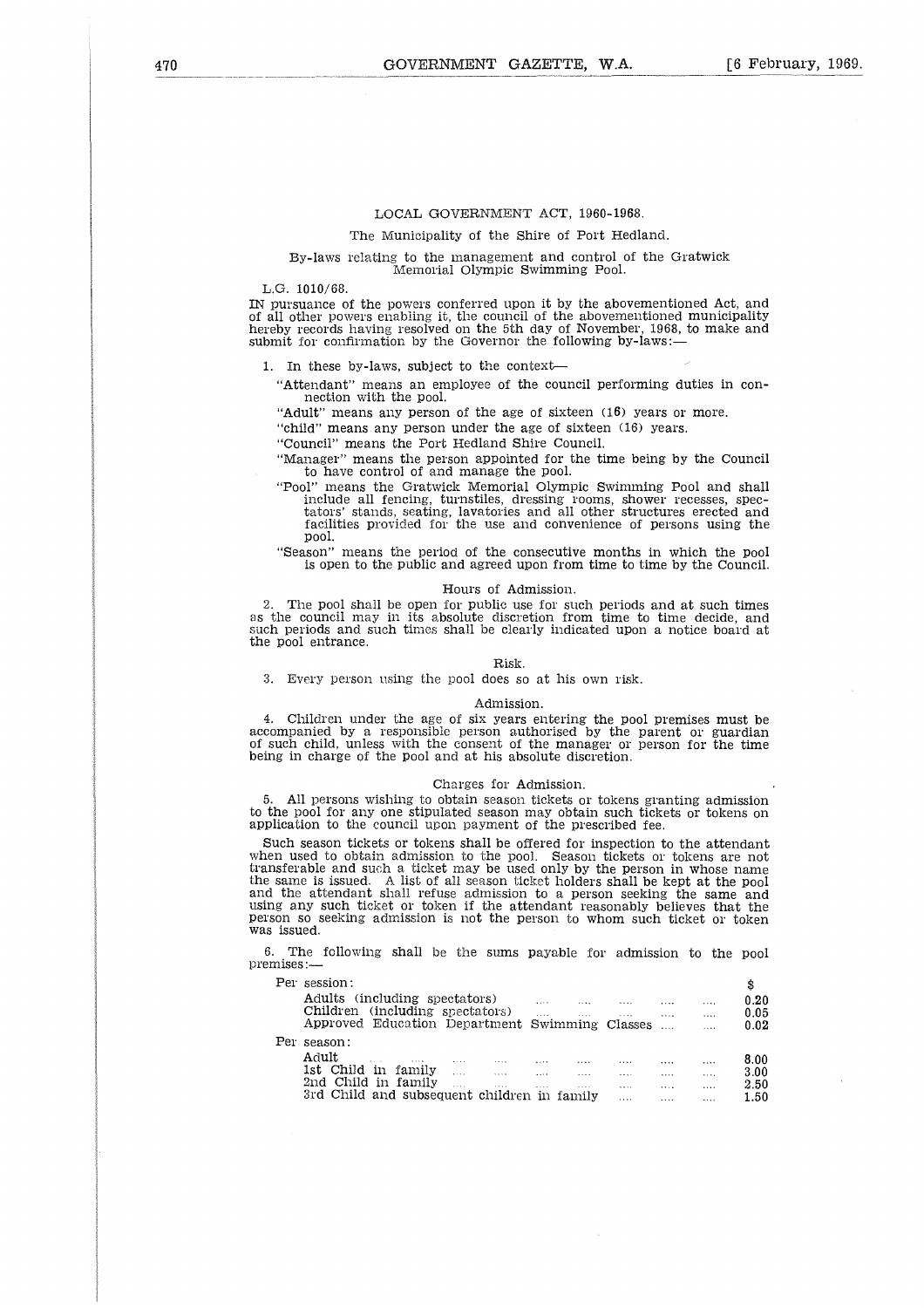LOCAL GOVERNMENT ACT, 1960-1968.

The Municipality of the Shire of Port Hedland.

By-laws relating to the management and control of the Gratwick Memorial Olympic Swimming Pool.

L.G. 1010/68.

IN pursuance of the powers conferred upon it by the abovementioned Act, and of all other powers enabling it, the council of the abovementioned municipality hereby records having resolved on the 5th day of November, 1968, to make and submit for confirmation by the Governor the following by-laws:—

1. In these by-laws, subject to the context—

"Attendant" means an employee of the council performing duties in connection with the pool.

"Adult" means any person of the age of sixteen (16) years or more.

"child" means any person under the age of sixteen (16) years.

"Council" means the Port Hedland Shire Council.

"Manager" means the person appointed for the time being by the Council to have control of and manage the pool.

"Pool" means the Gratwick Memorial Olympic Swimming Pool and shall include all fencing, turnstiles, dressing rooms, shower recesses, spectators' stands, seating, lavatories and all other structures erected and facilities provided for the use and convenience of persons using the pool.

"Season" means the period of the consecutive months in which the pool is open to the public and agreed upon from time to time by the Council.

Hours of Admission.

2. The pool shall be open for public use for such periods and at such times as the council may in its absolute discretion from time to time decide, and such periods and such times shall be clearly indicated upon a notice board at the pool entrance.

Risk.

3. Every person using the pool does so at his own risk.

Admission.

4. Children under the age of six years entering the pool premises must be accompanied by a responsible person authorised by the parent or guardian of such child, unless with the consent of the manager or person for the time being in charge of the pool and at his absolute discretion.

Charges for Admission.

5. All persons wishing to obtain season tickets or tokens granting admission to the pool for any one stipulated season may obtain such tickets or tokens on application to the council upon payment of the prescribed fee.

Such season tickets or tokens shall be offered for inspection to the attendant when used to obtain admission to the pool. Season tickets or tokens are not transferable and such a ticket may be used only by the person in whose name the same is issued. A list of all season ticket holders shall be kept at the pool and the attendant shall refuse admission to a person seeking the same and using any such ticket or token if the attendant reasonably believes that the person so seeking admission is not the person to whom such ticket or token was issued.

6. The following shall be the sums payable for admission to the pool premises:—

| | $ |
|---|---|
| Per session: | |
| Adults (including spectators) | 0.20 |
| Children (including spectators) | 0.05 |
| Approved Education Department Swimming Classes | 0.02 |
| Per season: | |
| Adult | 8.00 |
| 1st Child in family | 3.00 |
| 2nd Child in family | 2.50 |
| 3rd Child and subsequent children in family | 1.50 |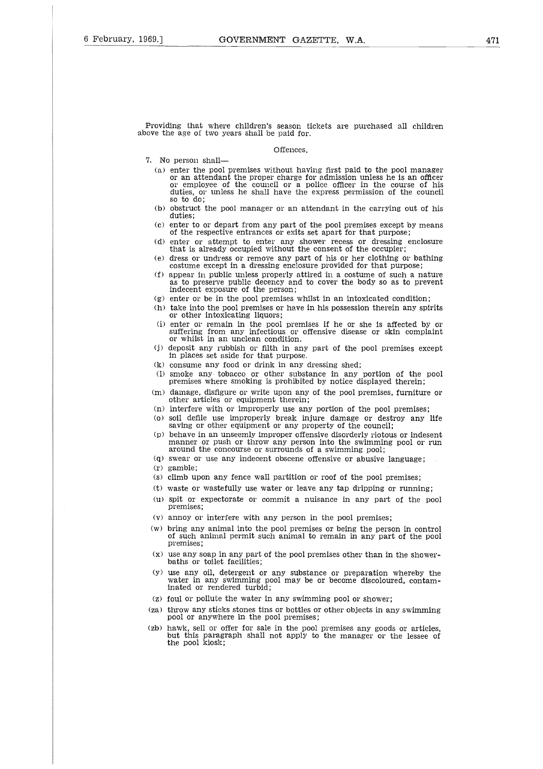Providing that where children's season tickets are purchased all children above the age of two years shall be paid for.

Offences.

7. No person shall—

(a) enter the pool premises without having first paid to the pool manager or an attendant the proper charge for admission unless he is an officer or employee of the council or a police officer in the course of his duties, or unless he shall have the express permission of the council so to do;

(b) obstruct the pool manager or an attendant in the carrying out of his duties;

(c) enter to or depart from any part of the pool premises except by means of the respective entrances or exits set apart for that purpose;

(d) enter or attempt to enter any shower recess or dressing enclosure that is already occupied without the consent of the occupier;

(e) dress or undress or remove any part of his or her clothing or bathing costume except in a dressing enclosure provided for that purpose;

(f) appear in public unless properly attired in a costume of such a nature as to preserve public decency and to cover the body so as to prevent indecent exposure of the person;

(g) enter or be in the pool premises whilst in an intoxicated condition;

(h) take into the pool premises or have in his possession therein any spirits or other intoxicating liquors;

(i) enter or remain in the pool premises if he or she is affected by or suffering from any infectious or offensive disease or skin complaint or whilst in an unclean condition.

(j) deposit any rubbish or filth in any part of the pool premises except in places set aside for that purpose.

(k) consume any food or drink in any dressing shed;

(l) smoke any tobacco or other substance in any portion of the pool premises where smoking is prohibited by notice displayed therein;

(m) damage, disfigure or write upon any of the pool premises, furniture or other articles or equipment therein;

(n) interfere with or improperly use any portion of the pool premises;

(o) soil defile use improperly break injure damage or destroy any life saving or other equipment or any property of the council;

(p) behave in an unseemly improper offensive disorderly riotous or indesent manner or push or throw any person into the swimming pool or run around the concourse or surrounds of a swimming pool;

(q) swear or use any indecent obscene offensive or abusive language;

(r) gamble;

(s) climb upon any fence wall partition or roof of the pool premises;

(t) waste or wastefully use water or leave any tap dripping or running;

(u) spit or expectorate or commit a nuisance in any part of the pool premises;

(v) annoy or interfere with any person in the pool premises;

(w) bring any animal into the pool premises or being the person in control of such animal permit such animal to remain in any part of the pool premises;

(x) use any soap in any part of the pool premises other than in the shower-baths or toilet facilities;

(y) use any oil, detergent or any substance or preparation whereby the water in any swimming pool may be or become discoloured, contaminated or rendered turbid;

(z) foul or pollute the water in any swimming pool or shower;

(za) throw any sticks stones tins or bottles or other objects in any swimming pool or anywhere in the pool premises;

(zb) hawk, sell or offer for sale in the pool premises any goods or articles, but this paragraph shall not apply to the manager or the lessee of the pool kiosk;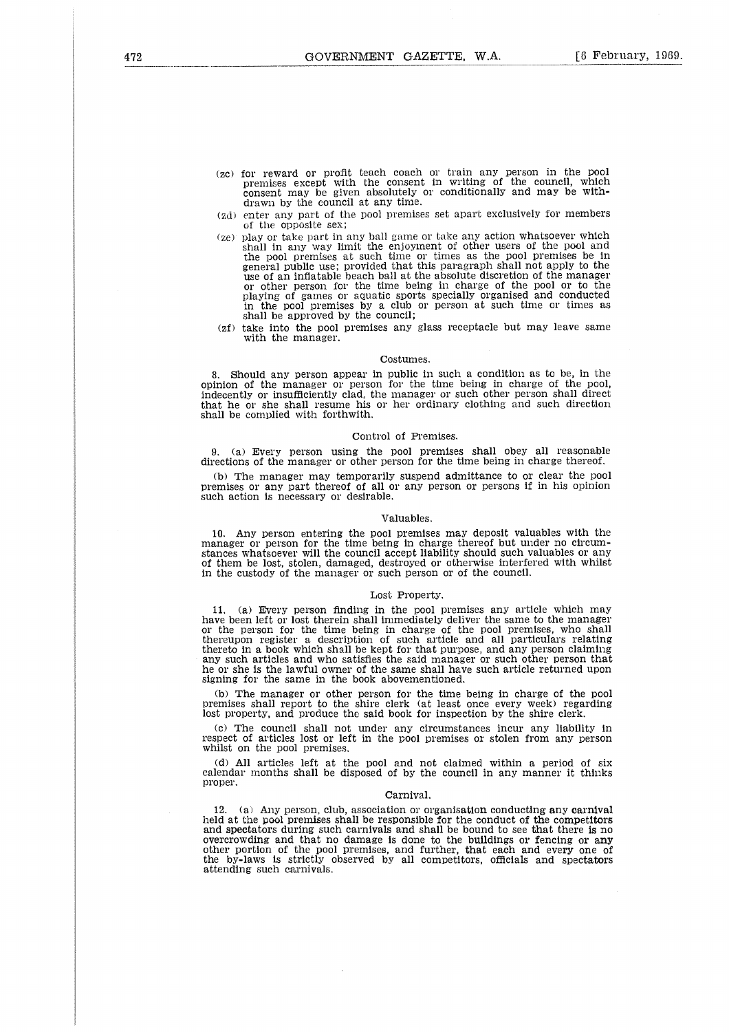(zc) for reward or profit teach coach or train any person in the pool premises except with the consent in writing of the council, which consent may be given absolutely or conditionally and may be withdrawn by the council at any time.

(zd) enter any part of the pool premises set apart exclusively for members of the opposite sex;

(ze) play or take part in any ball game or take any action whatsoever which shall in any way limit the enjoyment of other users of the pool and the pool premises at such time or times as the pool premises be in general public use; provided that this paragraph shall not apply to the use of an inflatable beach ball at the absolute discretion of the manager or other person for the time being in charge of the pool or to the playing of games or aquatic sports specially organised and conducted in the pool premises by a club or person at such time or times as shall be approved by the council;

(zf) take into the pool premises any glass receptacle but may leave same with the manager.

Costumes.

8. Should any person appear in public in such a condition as to be, in the opinion of the manager or person for the time being in charge of the pool, indecently or insufficiently clad, the manager or such other person shall direct that he or she shall resume his or her ordinary clothing and such direction shall be complied with forthwith.

Control of Premises.

9. (a) Every person using the pool premises shall obey all reasonable directions of the manager or other person for the time being in charge thereof.

(b) The manager may temporarily suspend admittance to or clear the pool premises or any part thereof of all or any person or persons if in his opinion such action is necessary or desirable.

Valuables.

10. Any person entering the pool premises may deposit valuables with the manager or person for the time being in charge thereof but under no circumstances whatsoever will the council accept liability should such valuables or any of them be lost, stolen, damaged, destroyed or otherwise interfered with whilst in the custody of the manager or such person or of the council.

Lost Property.

11. (a) Every person finding in the pool premises any article which may have been left or lost therein shall immediately deliver the same to the manager or the person for the time being in charge of the pool premises, who shall thereupon register a description of such article and all particulars relating thereto in a book which shall be kept for that purpose, and any person claiming any such articles and who satisfies the said manager or such other person that he or she is the lawful owner of the same shall have such article returned upon signing for the same in the book abovementioned.

(b) The manager or other person for the time being in charge of the pool premises shall report to the shire clerk (at least once every week) regarding lost property, and produce the said book for inspection by the shire clerk.

(c) The council shall not under any circumstances incur any liability in respect of articles lost or left in the pool premises or stolen from any person whilst on the pool premises.

(d) All articles left at the pool and not claimed within a period of six calendar months shall be disposed of by the council in any manner it thinks proper.

Carnival.

12. (a) Any person, club, association or organisation conducting any carnival held at the pool premises shall be responsible for the conduct of the competitors and spectators during such carnivals and shall be bound to see that there is no overcrowding and that no damage is done to the buildings or fencing or any other portion of the pool premises, and further, that each and every one of the by-laws is strictly observed by all competitors, officials and spectators attending such carnivals.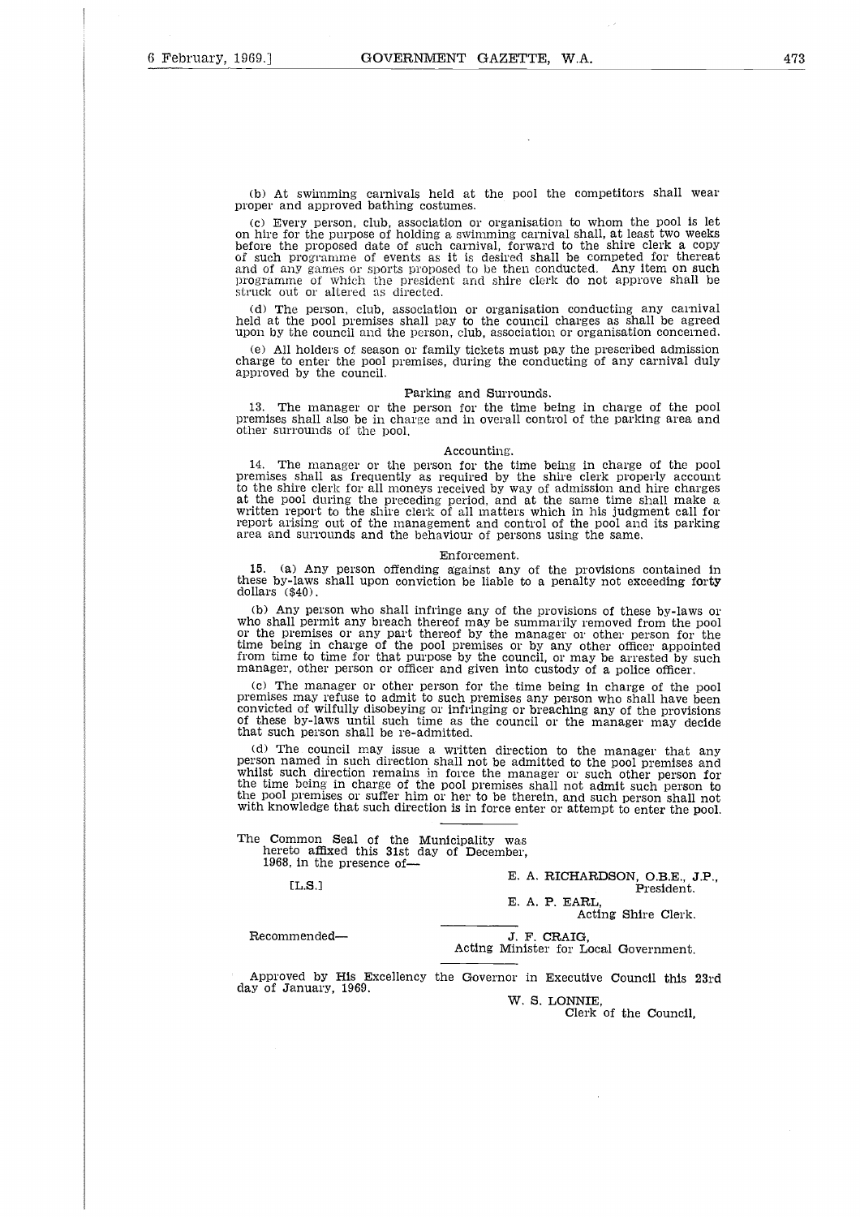(b) At swimming carnivals held at the pool the competitors shall wear proper and approved bathing costumes.

(c) Every person, club, association or organisation to whom the pool is let on hire for the purpose of holding a swimming carnival shall, at least two weeks before the proposed date of such carnival, forward to the shire clerk a copy of such programme of events as it is desired shall be competed for thereat and of any games or sports proposed to be then conducted. Any item on such programme of which the president and shire clerk do not approve shall be struck out or altered as directed.

(d) The person, club, association or organisation conducting any carnival held at the pool premises shall pay to the council charges as shall be agreed upon by the council and the person, club, association or organisation concerned.

(e) All holders of season or family tickets must pay the prescribed admission charge to enter the pool premises, during the conducting of any carnival duly approved by the council.

Parking and Surrounds.

13. The manager or the person for the time being in charge of the pool premises shall also be in charge and in overall control of the parking area and other surrounds of the pool.

Accounting.

14. The manager or the person for the time being in charge of the pool premises shall as frequently as required by the shire clerk properly account to the shire clerk for all moneys received by way of admission and hire charges at the pool during the preceding period, and at the same time shall make a written report to the shire clerk of all matters which in his judgment call for report arising out of the management and control of the pool and its parking area and surrounds and the behaviour of persons using the same.

Enforcement.

15. (a) Any person offending against any of the provisions contained in these by-laws shall upon conviction be liable to a penalty not exceeding forty dollars ($40).

(b) Any person who shall infringe any of the provisions of these by-laws or who shall permit any breach thereof may be summarily removed from the pool or the premises or any part thereof by the manager or other person for the time being in charge of the pool premises or by any other officer appointed from time to time for that purpose by the council, or may be arrested by such manager, other person or officer and given into custody of a police officer.

(c) The manager or other person for the time being in charge of the pool premises may refuse to admit to such premises any person who shall have been convicted of wilfully disobeying or infringing or breaching any of the provisions of these by-laws until such time as the council or the manager may decide that such person shall be re-admitted.

(d) The council may issue a written direction to the manager that any person named in such direction shall not be admitted to the pool premises and whilst such direction remains in force the manager or such other person for the time being in charge of the pool premises shall not admit such person to the pool premises or suffer him or her to be therein, and such person shall not with knowledge that such direction is in force enter or attempt to enter the pool.

---

The Common Seal of the Municipality was hereto affixed this 31st day of December, 1968, in the presence of—

[L.S.]

E. A. RICHARDSON, O.B.E., J.P.,
President.

E. A. P. EARL,
Acting Shire Clerk.

Recommended—

J. F. CRAIG,
Acting Minister for Local Government.

Approved by His Excellency the Governor in Executive Council this 23rd day of January, 1969.

W. S. LONNIE,
Clerk of the Council.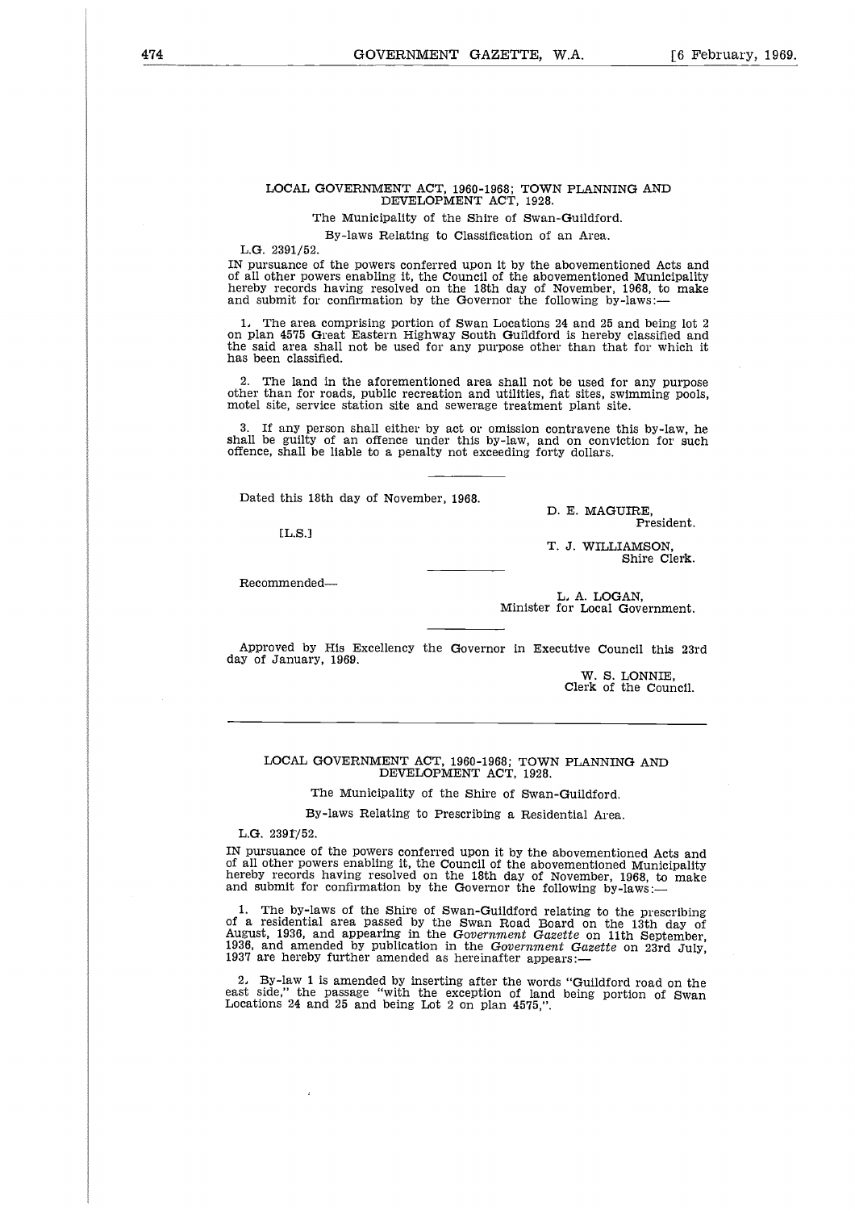## LOCAL GOVERNMENT ACT, 1960-1968; TOWN PLANNING AND DEVELOPMENT ACT, 1928.

The Municipality of the Shire of Swan-Guildford.

By-laws Relating to Classification of an Area.

L.G. 2391/52.

IN pursuance of the powers conferred upon it by the abovementioned Acts and of all other powers enabling it, the Council of the abovementioned Municipality hereby records having resolved on the 18th day of November, 1968, to make and submit for confirmation by the Governor the following by-laws:—

1. The area comprising portion of Swan Locations 24 and 25 and being lot 2 on plan 4575 Great Eastern Highway South Guildford is hereby classified and the said area shall not be used for any purpose other than that for which it has been classified.

2. The land in the aforementioned area shall not be used for any purpose other than for roads, public recreation and utilities, flat sites, swimming pools, motel site, service station site and sewerage treatment plant site.

3. If any person shall either by act or omission contravene this by-law, he shall be guilty of an offence under this by-law, and on conviction for such offence, shall be liable to a penalty not exceeding forty dollars.

Dated this 18th day of November, 1968.

[L.S.]

D. E. MAGUIRE,
President.

T. J. WILLIAMSON,
Shire Clerk.

Recommended—

L. A. LOGAN,
Minister for Local Government.

Approved by His Excellency the Governor in Executive Council this 23rd day of January, 1969.

W. S. LONNIE,
Clerk of the Council.

---

## LOCAL GOVERNMENT ACT, 1960-1968; TOWN PLANNING AND DEVELOPMENT ACT, 1928.

The Municipality of the Shire of Swan-Guildford.

By-laws Relating to Prescribing a Residential Area.

L.G. 2391/52.

IN pursuance of the powers conferred upon it by the abovementioned Acts and of all other powers enabling it, the Council of the abovementioned Municipality hereby records having resolved on the 18th day of November, 1968, to make and submit for confirmation by the Governor the following by-laws:—

1. The by-laws of the Shire of Swan-Guildford relating to the prescribing of a residential area passed by the Swan Road Board on the 13th day of August, 1936, and appearing in the *Government Gazette* on 11th September, 1936, and amended by publication in the *Government Gazette* on 23rd July, 1937 are hereby further amended as hereinafter appears:—

2. By-law 1 is amended by inserting after the words "Guildford road on the east side," the passage "with the exception of land being portion of Swan Locations 24 and 25 and being Lot 2 on plan 4575,".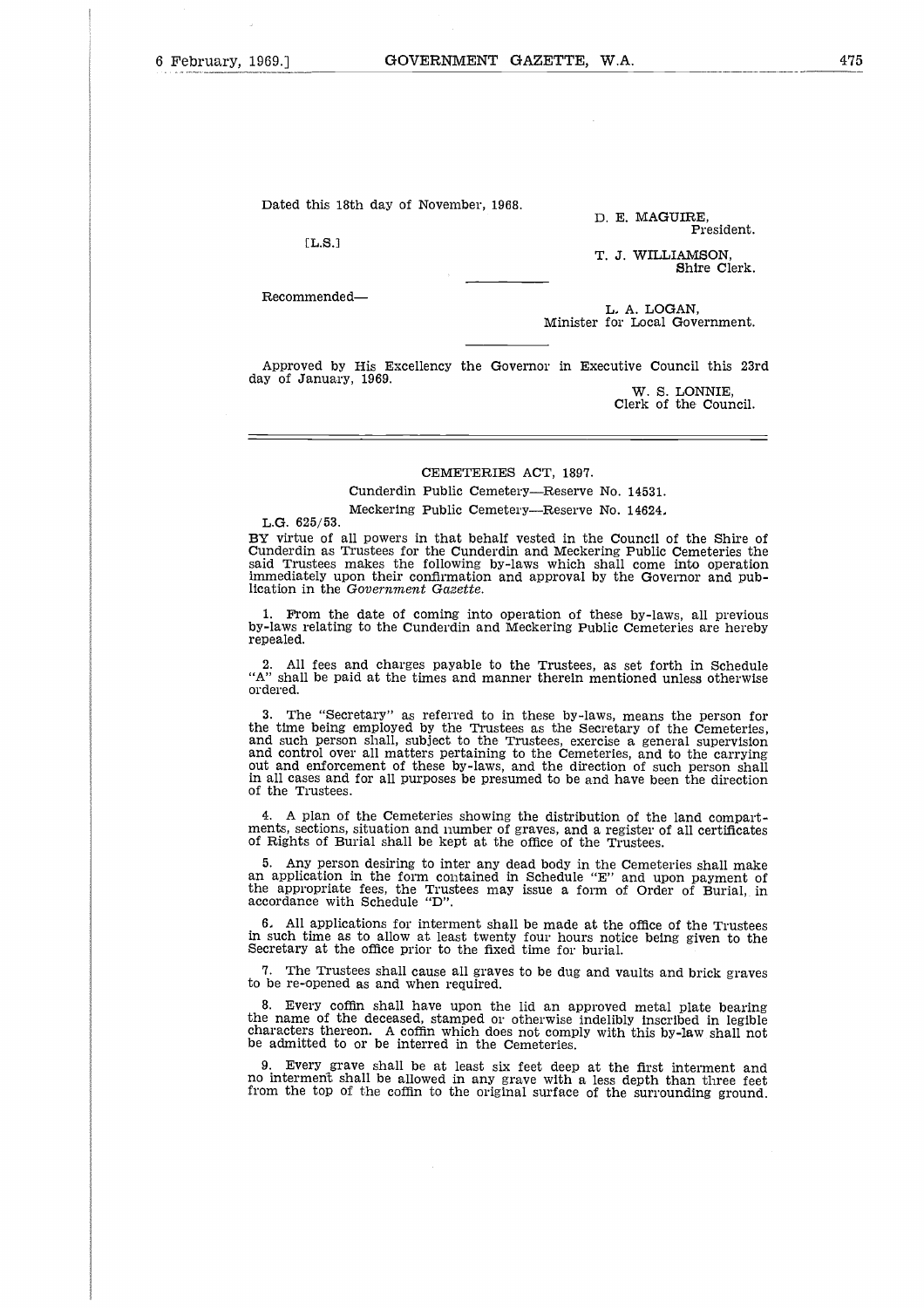Dated this 18th day of November, 1968.

[L.S.]

D. E. MAGUIRE,
President.

T. J. WILLIAMSON,
Shire Clerk.

Recommended—

L. A. LOGAN,
Minister for Local Government.

Approved by His Excellency the Governor in Executive Council this 23rd day of January, 1969.

W. S. LONNIE,
Clerk of the Council.

---

CEMETERIES ACT, 1897.

Cunderdin Public Cemetery—Reserve No. 14531.

Meckering Public Cemetery—Reserve No. 14624.

L.G. 625/53.

BY virtue of all powers in that behalf vested in the Council of the Shire of Cunderdin as Trustees for the Cunderdin and Meckering Public Cemeteries the said Trustees makes the following by-laws which shall come into operation immediately upon their confirmation and approval by the Governor and publication in the *Government Gazette*.

1. From the date of coming into operation of these by-laws, all previous by-laws relating to the Cunderdin and Meckering Public Cemeteries are hereby repealed.

2. All fees and charges payable to the Trustees, as set forth in Schedule "A" shall be paid at the times and manner therein mentioned unless otherwise ordered.

3. The "Secretary" as referred to in these by-laws, means the person for the time being employed by the Trustees as the Secretary of the Cemeteries, and such person shall, subject to the Trustees, exercise a general supervision and control over all matters pertaining to the Cemeteries, and to the carrying out and enforcement of these by-laws, and the direction of such person shall in all cases and for all purposes be presumed to be and have been the direction of the Trustees.

4. A plan of the Cemeteries showing the distribution of the land compartments, sections, situation and number of graves, and a register of all certificates of Rights of Burial shall be kept at the office of the Trustees.

5. Any person desiring to inter any dead body in the Cemeteries shall make an application in the form contained in Schedule "E" and upon payment of the appropriate fees, the Trustees may issue a form of Order of Burial, in accordance with Schedule "D".

6. All applications for interment shall be made at the office of the Trustees in such time as to allow at least twenty four hours notice being given to the Secretary at the office prior to the fixed time for burial.

7. The Trustees shall cause all graves to be dug and vaults and brick graves to be re-opened as and when required.

8. Every coffin shall have upon the lid an approved metal plate bearing the name of the deceased, stamped or otherwise indelibly inscribed in legible characters thereon. A coffin which does not comply with this by-law shall not be admitted to or be interred in the Cemeteries.

9. Every grave shall be at least six feet deep at the first interment and no interment shall be allowed in any grave with a less depth than three feet from the top of the coffin to the original surface of the surrounding ground.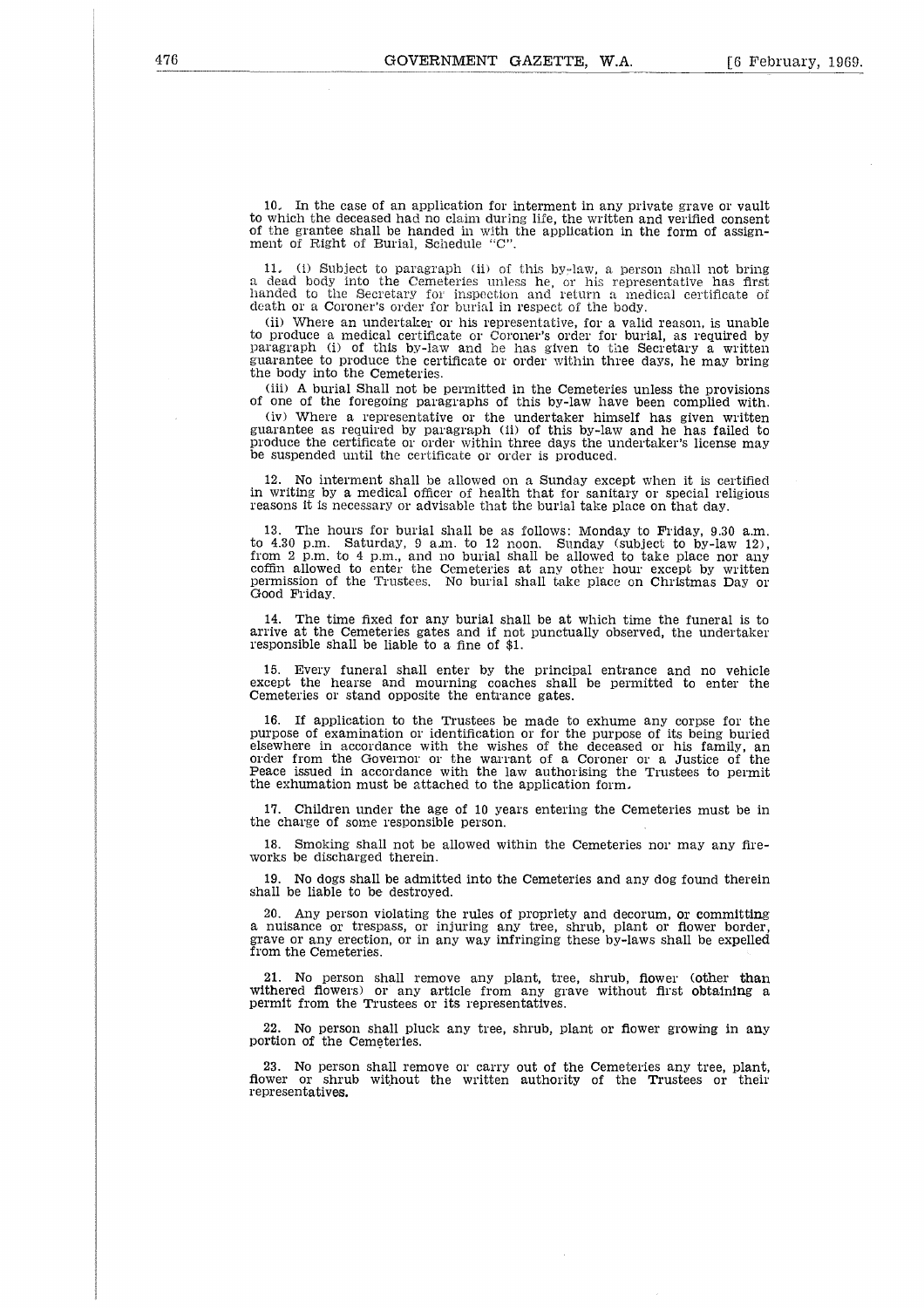10. In the case of an application for interment in any private grave or vault to which the deceased had no claim during life, the written and verified consent of the grantee shall be handed in with the application in the form of assignment of Right of Burial, Schedule "C".

11. (i) Subject to paragraph (ii) of this by-law, a person shall not bring a dead body into the Cemeteries unless he, or his representative has first handed to the Secretary for inspection and return a medical certificate of death or a Coroner's order for burial in respect of the body.

(ii) Where an undertaker or his representative, for a valid reason, is unable to produce a medical certificate or Coroner's order for burial, as required by paragraph (i) of this by-law and he has given to the Secretary a written guarantee to produce the certificate or order within three days, he may bring the body into the Cemeteries.

(iii) A burial Shall not be permitted in the Cemeteries unless the provisions of one of the foregoing paragraphs of this by-law have been complied with.

(iv) Where a representative or the undertaker himself has given written guarantee as required by paragraph (ii) of this by-law and he has failed to produce the certificate or order within three days the undertaker's license may be suspended until the certificate or order is produced.

12. No interment shall be allowed on a Sunday except when it is certified in writing by a medical officer of health that for sanitary or special religious reasons it is necessary or advisable that the burial take place on that day.

13. The hours for burial shall be as follows: Monday to Friday, 9.30 a.m. to 4.30 p.m. Saturday, 9 a.m. to 12 noon. Sunday (subject to by-law 12), from 2 p.m. to 4 p.m., and no burial shall be allowed to take place nor any coffin allowed to enter the Cemeteries at any other hour except by written permission of the Trustees. No burial shall take place on Christmas Day or Good Friday.

14. The time fixed for any burial shall be at which time the funeral is to arrive at the Cemeteries gates and if not punctually observed, the undertaker responsible shall be liable to a fine of $1.

15. Every funeral shall enter by the principal entrance and no vehicle except the hearse and mourning coaches shall be permitted to enter the Cemeteries or stand opposite the entrance gates.

16. If application to the Trustees be made to exhume any corpse for the purpose of examination or identification or for the purpose of its being buried elsewhere in accordance with the wishes of the deceased or his family, an order from the Governor or the warrant of a Coroner or a Justice of the Peace issued in accordance with the law authorising the Trustees to permit the exhumation must be attached to the application form.

17. Children under the age of 10 years entering the Cemeteries must be in the charge of some responsible person.

18. Smoking shall not be allowed within the Cemeteries nor may any fireworks be discharged therein.

19. No dogs shall be admitted into the Cemeteries and any dog found therein shall be liable to be destroyed.

20. Any person violating the rules of propriety and decorum, or committing a nuisance or trespass, or injuring any tree, shrub, plant or flower border, grave or any erection, or in any way infringing these by-laws shall be expelled from the Cemeteries.

21. No person shall remove any plant, tree, shrub, flower (other than withered flowers) or any article from any grave without first obtaining a permit from the Trustees or its representatives.

22. No person shall pluck any tree, shrub, plant or flower growing in any portion of the Cemeteries.

23. No person shall remove or carry out of the Cemeteries any tree, plant, flower or shrub without the written authority of the Trustees or their representatives.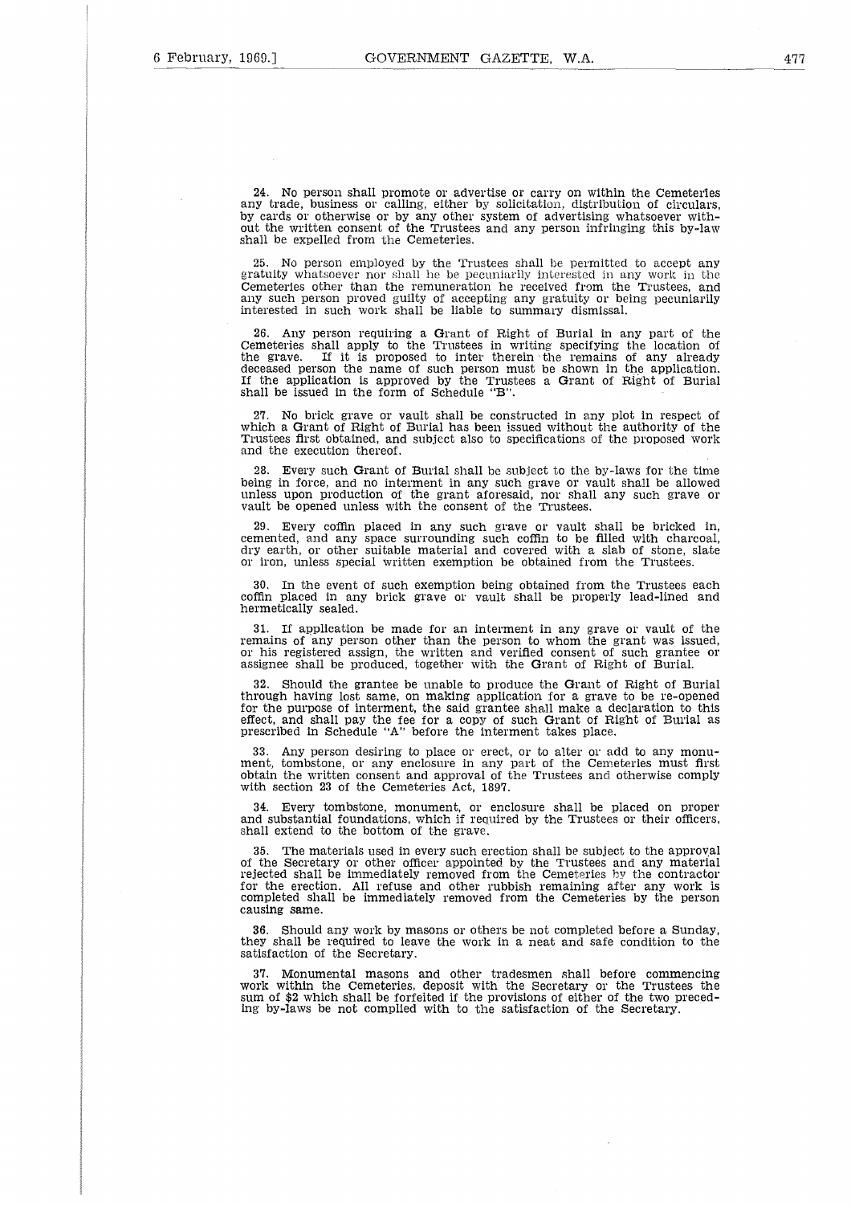24. No person shall promote or advertise or carry on within the Cemeteries any trade, business or calling, either by solicitation, distribution of circulars, by cards or otherwise or by any other system of advertising whatsoever without the written consent of the Trustees and any person infringing this by-law shall be expelled from the Cemeteries.

25. No person employed by the Trustees shall be permitted to accept any gratuity whatsoever nor shall he be pecuniarily interested in any work in the Cemeteries other than the remuneration he received from the Trustees, and any such person proved guilty of accepting any gratuity or being pecuniarily interested in such work shall be liable to summary dismissal.

26. Any person requiring a Grant of Right of Burial in any part of the Cemeteries shall apply to the Trustees in writing specifying the location of the grave. If it is proposed to inter therein the remains of any already deceased person the name of such person must be shown in the application. If the application is approved by the Trustees a Grant of Right of Burial shall be issued in the form of Schedule "B".

27. No brick grave or vault shall be constructed in any plot in respect of which a Grant of Right of Burial has been issued without the authority of the Trustees first obtained, and subject also to specifications of the proposed work and the execution thereof.

28. Every such Grant of Burial shall be subject to the by-laws for the time being in force, and no interment in any such grave or vault shall be allowed unless upon production of the grant aforesaid, nor shall any such grave or vault be opened unless with the consent of the Trustees.

29. Every coffin placed in any such grave or vault shall be bricked in, cemented, and any space surrounding such coffin to be filled with charcoal, dry earth, or other suitable material and covered with a slab of stone, slate or iron, unless special written exemption be obtained from the Trustees.

30. In the event of such exemption being obtained from the Trustees each coffin placed in any brick grave or vault shall be properly lead-lined and hermetically sealed.

31. If application be made for an interment in any grave or vault of the remains of any person other than the person to whom the grant was issued, or his registered assign, the written and verified consent of such grantee or assignee shall be produced, together with the Grant of Right of Burial.

32. Should the grantee be unable to produce the Grant of Right of Burial through having lost same, on making application for a grave to be re-opened for the purpose of interment, the said grantee shall make a declaration to this effect, and shall pay the fee for a copy of such Grant of Right of Burial as prescribed in Schedule "A" before the interment takes place.

33. Any person desiring to place or erect, or to alter or add to any monument, tombstone, or any enclosure in any part of the Cemeteries must first obtain the written consent and approval of the Trustees and otherwise comply with section 23 of the Cemeteries Act, 1897.

34. Every tombstone, monument, or enclosure shall be placed on proper and substantial foundations, which if required by the Trustees or their officers, shall extend to the bottom of the grave.

35. The materials used in every such erection shall be subject to the approval of the Secretary or other officer appointed by the Trustees and any material rejected shall be immediately removed from the Cemeteries by the contractor for the erection. All refuse and other rubbish remaining after any work is completed shall be immediately removed from the Cemeteries by the person causing same.

36. Should any work by masons or others be not completed before a Sunday, they shall be required to leave the work in a neat and safe condition to the satisfaction of the Secretary.

37. Monumental masons and other tradesmen shall before commencing work within the Cemeteries, deposit with the Secretary or the Trustees the sum of $2 which shall be forfeited if the provisions of either of the two preceding by-laws be not complied with to the satisfaction of the Secretary.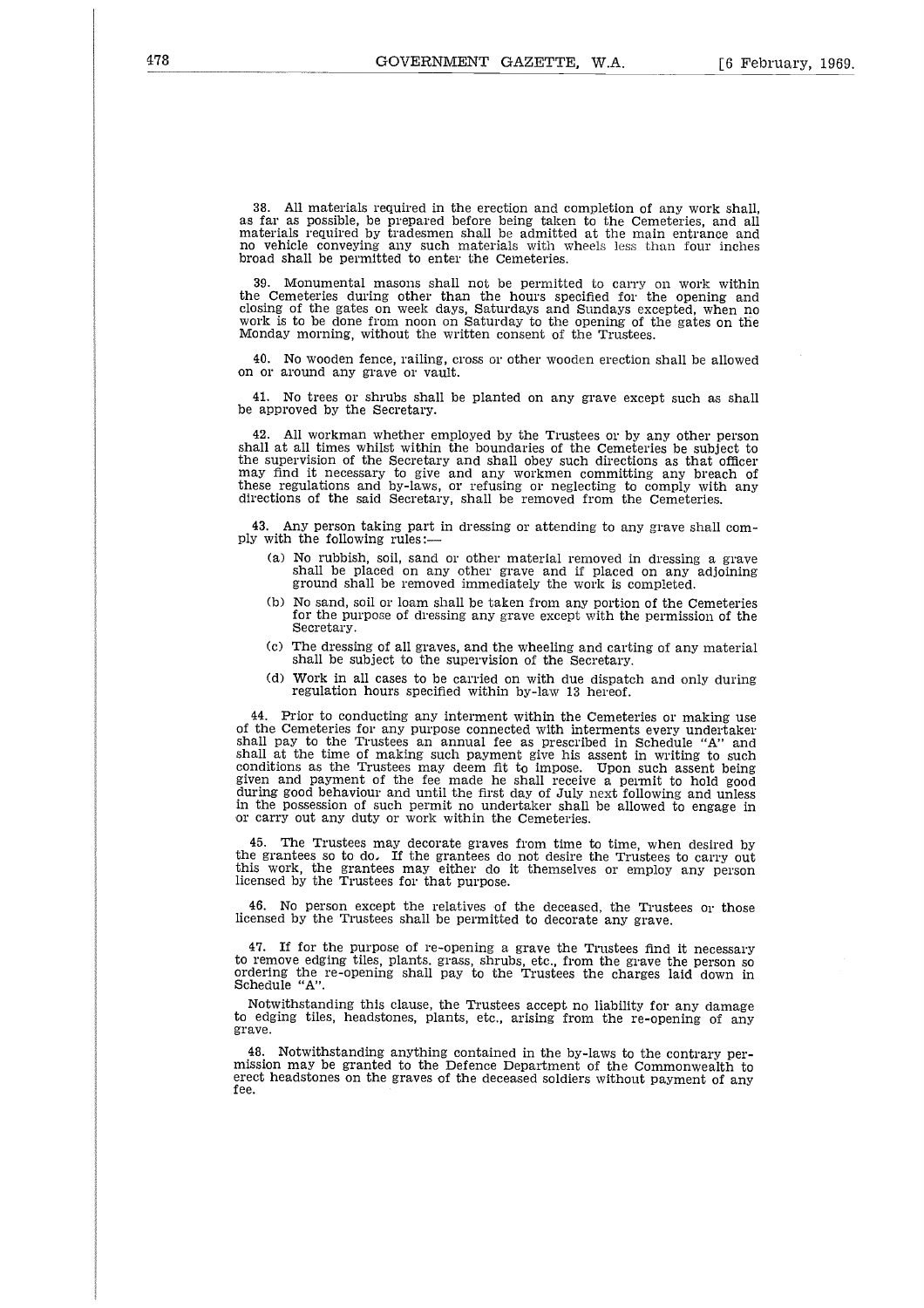38. All materials required in the erection and completion of any work shall, as far as possible, be prepared before being taken to the Cemeteries, and all materials required by tradesmen shall be admitted at the main entrance and no vehicle conveying any such materials with wheels less than four inches broad shall be permitted to enter the Cemeteries.

39. Monumental masons shall not be permitted to carry on work within the Cemeteries during other than the hours specified for the opening and closing of the gates on week days, Saturdays and Sundays excepted, when no work is to be done from noon on Saturday to the opening of the gates on the Monday morning, without the written consent of the Trustees.

40. No wooden fence, railing, cross or other wooden erection shall be allowed on or around any grave or vault.

41. No trees or shrubs shall be planted on any grave except such as shall be approved by the Secretary.

42. All workman whether employed by the Trustees or by any other person shall at all times whilst within the boundaries of the Cemeteries be subject to the supervision of the Secretary and shall obey such directions as that officer may find it necessary to give and any workmen committing any breach of these regulations and by-laws, or refusing or neglecting to comply with any directions of the said Secretary, shall be removed from the Cemeteries.

43. Any person taking part in dressing or attending to any grave shall comply with the following rules:—

(a) No rubbish, soil, sand or other material removed in dressing a grave shall be placed on any other grave and if placed on any adjoining ground shall be removed immediately the work is completed.

(b) No sand, soil or loam shall be taken from any portion of the Cemeteries for the purpose of dressing any grave except with the permission of the Secretary.

(c) The dressing of all graves, and the wheeling and carting of any material shall be subject to the supervision of the Secretary.

(d) Work in all cases to be carried on with due dispatch and only during regulation hours specified within by-law 13 hereof.

44. Prior to conducting any interment within the Cemeteries or making use of the Cemeteries for any purpose connected with interments every undertaker shall pay to the Trustees an annual fee as prescribed in Schedule "A" and shall at the time of making such payment give his assent in writing to such conditions as the Trustees may deem fit to impose. Upon such assent being given and payment of the fee made he shall receive a permit to hold good during good behaviour and until the first day of July next following and unless in the possession of such permit no undertaker shall be allowed to engage in or carry out any duty or work within the Cemeteries.

45. The Trustees may decorate graves from time to time, when desired by the grantees so to do. If the grantees do not desire the Trustees to carry out this work, the grantees may either do it themselves or employ any person licensed by the Trustees for that purpose.

46. No person except the relatives of the deceased, the Trustees or those licensed by the Trustees shall be permitted to decorate any grave.

47. If for the purpose of re-opening a grave the Trustees find it necessary to remove edging tiles, plants. grass, shrubs, etc., from the grave the person so ordering the re-opening shall pay to the Trustees the charges laid down in Schedule "A".

Notwithstanding this clause, the Trustees accept no liability for any damage to edging tiles, headstones, plants, etc., arising from the re-opening of any grave.

48. Notwithstanding anything contained in the by-laws to the contrary permission may be granted to the Defence Department of the Commonwealth to erect headstones on the graves of the deceased soldiers without payment of any fee.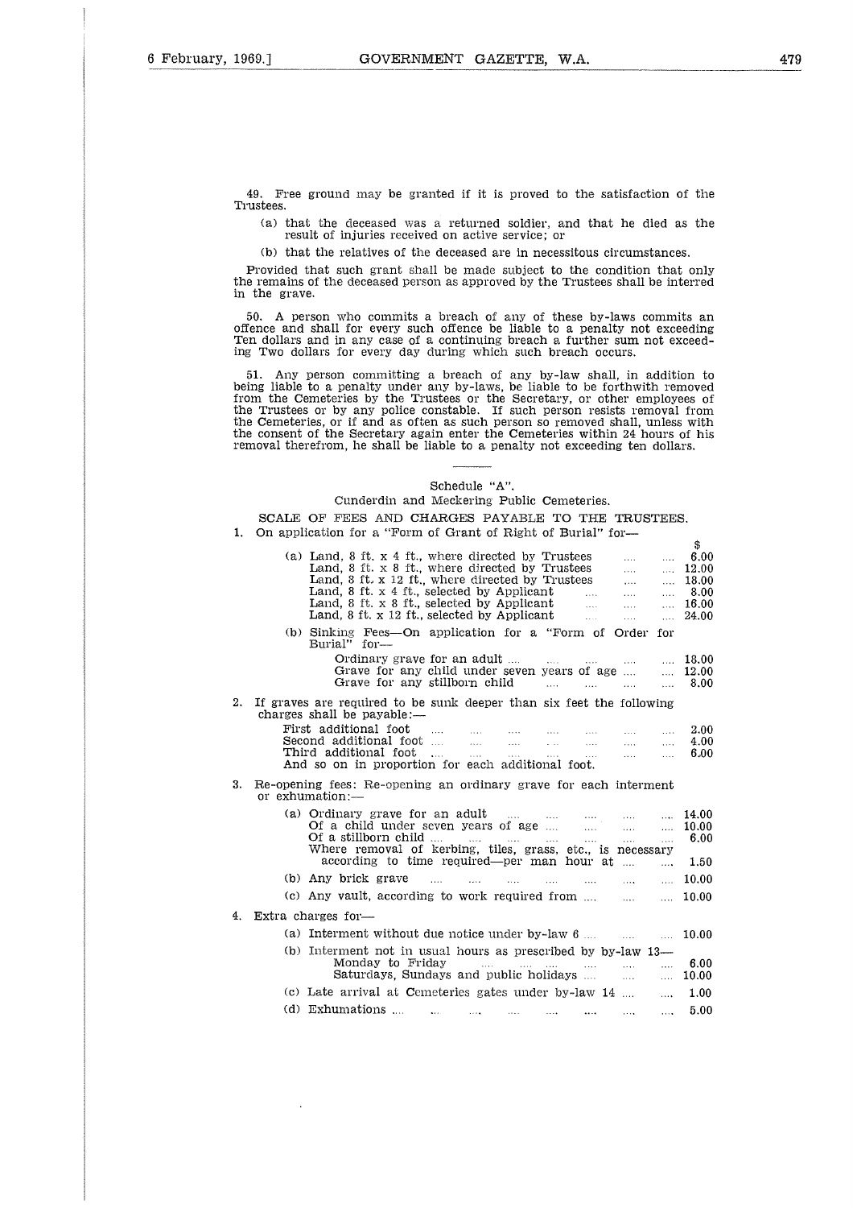49. Free ground may be granted if it is proved to the satisfaction of the Trustees.

(a) that the deceased was a returned soldier, and that he died as the result of injuries received on active service; or

(b) that the relatives of the deceased are in necessitous circumstances.

Provided that such grant shall be made subject to the condition that only the remains of the deceased person as approved by the Trustees shall be interred in the grave.

50. A person who commits a breach of any of these by-laws commits an offence and shall for every such offence be liable to a penalty not exceeding Ten dollars and in any case of a continuing breach a further sum not exceeding Two dollars for every day during which such breach occurs.

51. Any person committing a breach of any by-law shall, in addition to being liable to a penalty under any by-laws, be liable to be forthwith removed from the Cemeteries by the Trustees or the Secretary, or other employees of the Trustees or by any police constable. If such person resists removal from the Cemeteries, or if and as often as such person so removed shall, unless with the consent of the Secretary again enter the Cemeteries within 24 hours of his removal therefrom, he shall be liable to a penalty not exceeding ten dollars.

---

Schedule "A".

Cunderdin and Meckering Public Cemeteries.

SCALE OF FEES AND CHARGES PAYABLE TO THE TRUSTEES.

| | $ |
|---|---|
| 1. On application for a "Form of Grant of Right of Burial" for— | |
| (a) Land, 8 ft. x 4 ft., where directed by Trustees | 6.00 |
| Land, 8 ft. x 8 ft., where directed by Trustees | 12.00 |
| Land, 8 ft. x 12 ft., where directed by Trustees | 18.00 |
| Land, 8 ft. x 4 ft., selected by Applicant | 8.00 |
| Land, 8 ft. x 8 ft., selected by Applicant | 16.00 |
| Land, 8 ft. x 12 ft., selected by Applicant | 24.00 |
| (b) Sinking Fees—On application for a "Form of Order for Burial" for— | |
| Ordinary grave for an adult | 18.00 |
| Grave for any child under seven years of age | 12.00 |
| Grave for any stillborn child | 8.00 |
| 2. If graves are required to be sunk deeper than six feet the following charges shall be payable:— | |
| First additional foot | 2.00 |
| Second additional foot | 4.00 |
| Third additional foot | 6.00 |
| And so on in proportion for each additional foot. | |
| 3. Re-opening fees: Re-opening an ordinary grave for each interment or exhumation:— | |
| (a) Ordinary grave for an adult | 14.00 |
| Of a child under seven years of age | 10.00 |
| Of a stillborn child | 6.00 |
| Where removal of kerbing, tiles, grass, etc., is necessary according to time required—per man hour at | 1.50 |
| (b) Any brick grave | 10.00 |
| (c) Any vault, according to work required from | 10.00 |
| 4. Extra charges for— | |
| (a) Interment without due notice under by-law 6 | 10.00 |
| (b) Interment not in usual hours as prescribed by by-law 13— | |
| Monday to Friday | 6.00 |
| Saturdays, Sundays and public holidays | 10.00 |
| (c) Late arrival at Cemeteries gates under by-law 14 | 1.00 |
| (d) Exhumations | 5.00 |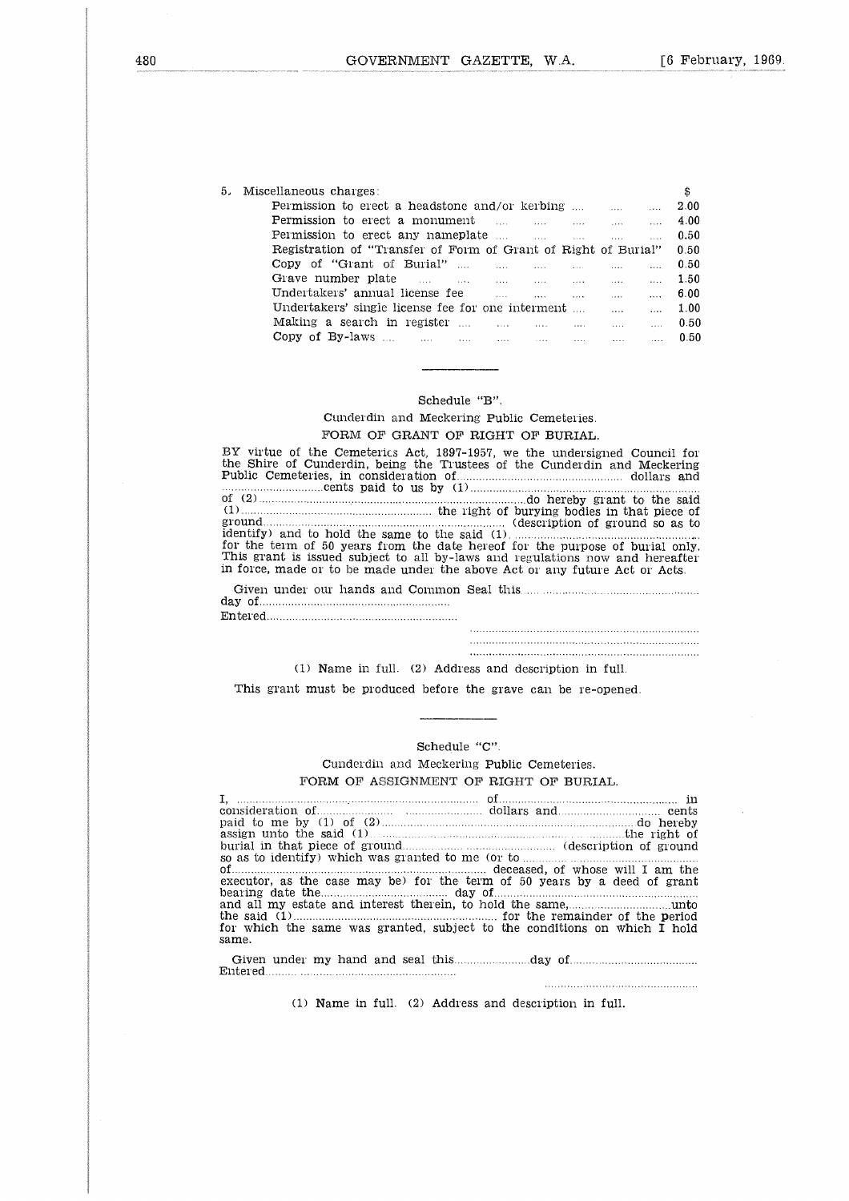5. Miscellaneous charges:

| | $ |
|---|---|
| Permission to erect a headstone and/or kerbing .... .... .... | 2.00 |
| Permission to erect a monument .... .... .... .... .... | 4.00 |
| Permission to erect any nameplate .... .... .... .... .... | 0.50 |
| Registration of "Transfer of Form of Grant of Right of Burial" | 0.50 |
| Copy of "Grant of Burial" .... .... .... .... .... .... | 0.50 |
| Grave number plate .... .... .... .... .... .... .... | 1.50 |
| Undertakers' annual license fee .... .... .... .... .... | 6.00 |
| Undertakers' single license fee for one interment .... .... .... | 1.00 |
| Making a search in register .... .... .... .... .... .... | 0.50 |
| Copy of By-laws .... .... .... .... .... .... .... .... | 0.50 |

---

Schedule "B".

Cunderdin and Meckering Public Cemeteries.

FORM OF GRANT OF RIGHT OF BURIAL.

BY virtue of the Cemeteries Act, 1897-1957, we the undersigned Council for the Shire of Cunderdin, being the Trustees of the Cunderdin and Meckering Public Cemeteries, in consideration of.................................................. dollars and ...............................cents paid to us by (1)...................................................................... of (2)..................................................................................do hereby grant to the said (1).......................................................... the right of burying bodies in that piece of ground.......................................................................... (description of ground so as to identify) and to hold the same to the said (1)........................................................ for the term of 50 years from the date hereof for the purpose of burial only. This grant is issued subject to all by-laws and regulations now and hereafter in force, made or to be made under the above Act or any future Act or Acts.

Given under our hands and Common Seal this .................................................... day of..........................................................

Entered..........................................................

.......................................................................

.......................................................................

.......................................................................

(1) Name in full. (2) Address and description in full.

This grant must be produced before the grave can be re-opened.

---

Schedule "C".

Cunderdin and Meckering Public Cemeteries.

FORM OF ASSIGNMENT OF RIGHT OF BURIAL.

I, ........................................................................ of...................................................... in consideration of...................... ...................... dollars and............................... cents paid to me by (1) of (2)............................................................................ do hereby assign unto the said (1)...................................................................the right of burial in that piece of ground...................................... (description of ground so as to identify) which was granted to me (or to ............................................ of......................................................................... deceased, of whose will I am the executor, as the case may be) for the term of 50 years by a deed of grant bearing date the....................................... day of.............................................................. and all my estate and interest therein, to hold the same,..............................unto the said (1)............................................................. for the remainder of the period for which the same was granted, subject to the conditions on which I hold same.

Given under my hand and seal this......................day of......................................

Entered..........................................................

...............................................

(1) Name in full. (2) Address and description in full.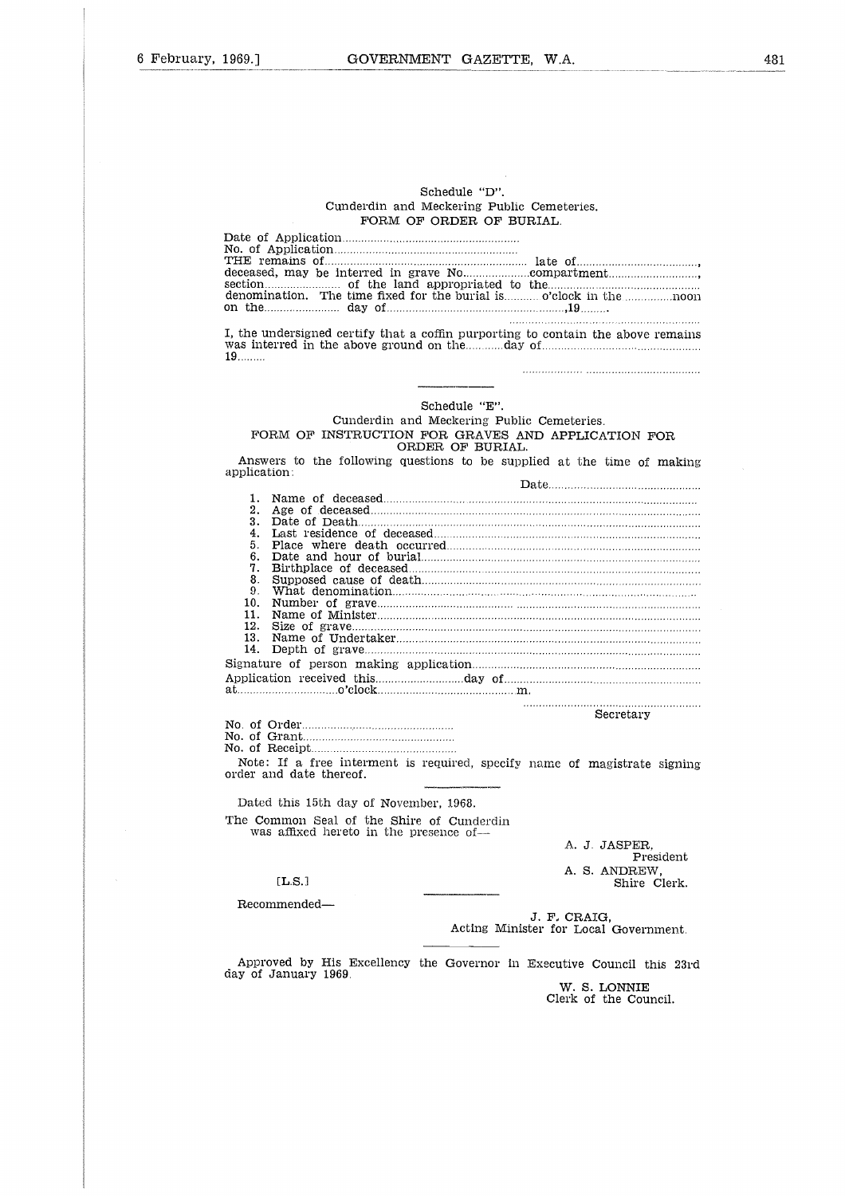Schedule "D".

Cunderdin and Meckering Public Cemeteries.

FORM OF ORDER OF BURIAL.

Date of Application........................................................

No. of Application.........................................................

THE remains of.............................................................. late of....................................,
deceased, may be interred in grave No....................compartment............................,
section........................ of the land appropriated to the..............................................
denomination. The time fixed for the burial is........... o'clock in the ...............noon
on the........................ day of.......................................................,19.........

.............................................................

I, the undersigned certify that a coffin purporting to contain the above remains was interred in the above ground on the............day of..................................................
19.........

..................... ......................................

---

Schedule "E".

Cunderdin and Meckering Public Cemeteries.

FORM OF INSTRUCTION FOR GRAVES AND APPLICATION FOR ORDER OF BURIAL.

Answers to the following questions to be supplied at the time of making application:

Date................................................

1. Name of deceased......................................................................................................
2. Age of deceased.........................................................................................................
3. Date of Death..............................................................................................................
4. Last residence of deceased.........................................................................................
5. Place where death occurred.......................................................................................
6. Date and hour of burial..............................................................................................
7. Birthplace of deceased...............................................................................................
8. Supposed cause of death............................................................................................
9. What denomination....................................................................................................
10. Number of grave.......................................................................................................
11. Name of Minister......................................................................................................
12. Size of grave.............................................................................................................
13. Name of Undertaker.................................................................................................
14. Depth of grave..........................................................................................................

Signature of person making application...........................................................................

Application received this............................day of...............................................................
at................................o'clock............................................ m.

.........................................................

Secretary

No. of Order.................................................

No. of Grant..................................................

No. of Receipt................................................

Note: If a free interment is required, specify name of magistrate signing order and date thereof.

---

Dated this 15th day of November, 1968.

The Common Seal of the Shire of Cunderdin was affixed hereto in the presence of—

A. J. JASPER,
President

A. S. ANDREW,
Shire Clerk.

[L.S.]

---

Recommended—

J. F. CRAIG,
Acting Minister for Local Government.

---

Approved by His Excellency the Governor in Executive Council this 23rd day of January 1969.

W. S. LONNIE
Clerk of the Council.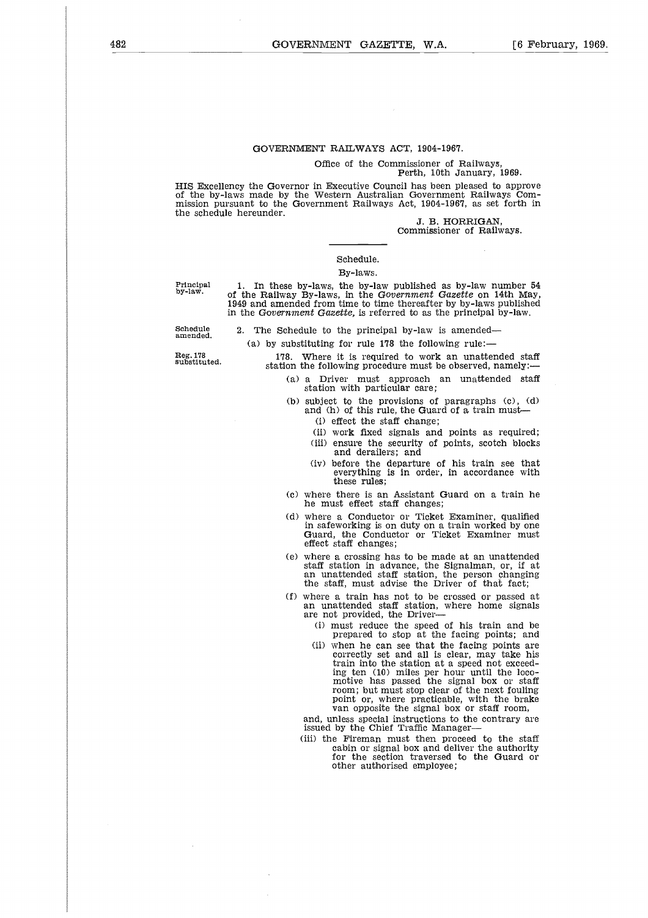GOVERNMENT RAILWAYS ACT, 1904-1967.

Office of the Commissioner of Railways,
Perth, 10th January, 1969.

HIS Excellency the Governor in Executive Council has been pleased to approve of the by-laws made by the Western Australian Government Railways Commission pursuant to the Government Railways Act, 1904-1967, as set forth in the schedule hereunder.

J. B. HORRIGAN,
Commissioner of Railways.

Schedule.

By-laws.

Principal by-law.

1. In these by-laws, the by-law published as by-law number 54 of the Railway By-laws, in the *Government Gazette* on 14th May, 1949 and amended from time to time thereafter by by-laws published in the *Government Gazette*, is referred to as the principal by-law.

Schedule amended.

2. The Schedule to the principal by-law is amended—

(a) by substituting for rule 178 the following rule:—

Reg. 178 substituted.

178. Where it is required to work an unattended staff station the following procedure must be observed, namely:—

(a) a Driver must approach an unattended staff station with particular care;

(b) subject to the provisions of paragraphs (c), (d) and (h) of this rule, the Guard of a train must—

(i) effect the staff change;

(ii) work fixed signals and points as required;

(iii) ensure the security of points, scotch blocks and derailers; and

(iv) before the departure of his train see that everything is in order, in accordance with these rules;

(c) where there is an Assistant Guard on a train he he must effect staff changes;

(d) where a Conductor or Ticket Examiner, qualified in safeworking is on duty on a train worked by one Guard, the Conductor or Ticket Examiner must effect staff changes;

(e) where a crossing has to be made at an unattended staff station in advance, the Signalman, or, if at an unattended staff station, the person changing the staff, must advise the Driver of that fact;

(f) where a train has not to be crossed or passed at an unattended staff station, where home signals are not provided, the Driver—

(i) must reduce the speed of his train and be prepared to stop at the facing points; and

(ii) when he can see that the facing points are correctly set and all is clear, may take his train into the station at a speed not exceeding ten (10) miles per hour until the locomotive has passed the signal box or staff room; but must stop clear of the next fouling point or, where practicable, with the brake van opposite the signal box or staff room,

and, unless special instructions to the contrary are issued by the Chief Traffic Manager—

(iii) the Fireman must then proceed to the staff cabin or signal box and deliver the authority for the section traversed to the Guard or other authorised employee;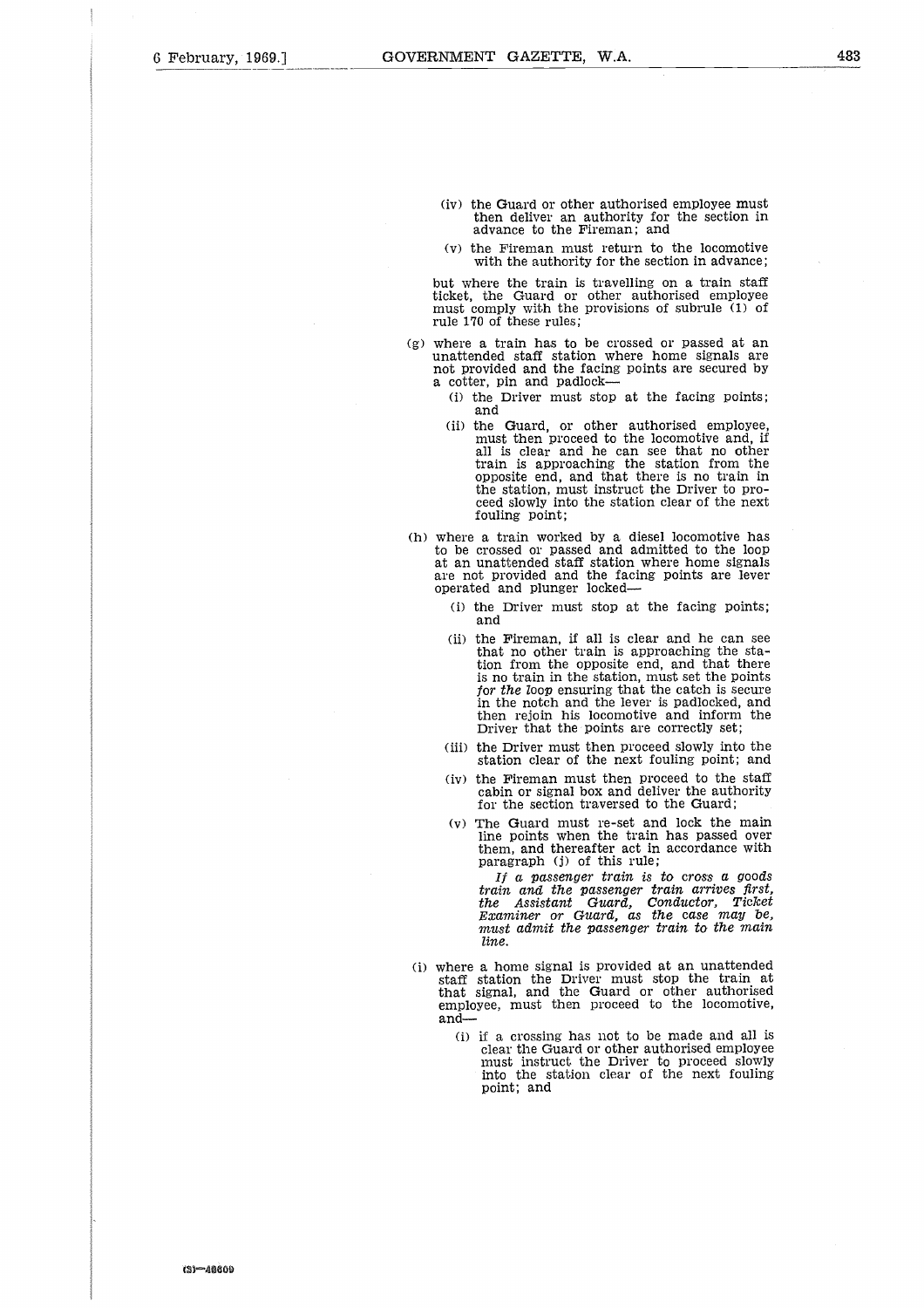(iv) the Guard or other authorised employee must then deliver an authority for the section in advance to the Fireman; and

(v) the Fireman must return to the locomotive with the authority for the section in advance;

but where the train is travelling on a train staff ticket, the Guard or other authorised employee must comply with the provisions of subrule (1) of rule 170 of these rules;

(g) where a train has to be crossed or passed at an unattended staff station where home signals are not provided and the facing points are secured by a cotter, pin and padlock—

(i) the Driver must stop at the facing points; and

(ii) the Guard, or other authorised employee, must then proceed to the locomotive and, if all is clear and he can see that no other train is approaching the station from the opposite end, and that there is no train in the station, must instruct the Driver to proceed slowly into the station clear of the next fouling point;

(h) where a train worked by a diesel locomotive has to be crossed or passed and admitted to the loop at an unattended staff station where home signals are not provided and the facing points are lever operated and plunger locked—

(i) the Driver must stop at the facing points; and

(ii) the Fireman, if all is clear and he can see that no other train is approaching the station from the opposite end, and that there is no train in the station, must set the points *for the loop* ensuring that the catch is secure in the notch and the lever is padlocked, and then rejoin his locomotive and inform the Driver that the points are correctly set;

(iii) the Driver must then proceed slowly into the station clear of the next fouling point; and

(iv) the Fireman must then proceed to the staff cabin or signal box and deliver the authority for the section traversed to the Guard;

(v) The Guard must re-set and lock the main line points when the train has passed over them, and thereafter act in accordance with paragraph (j) of this rule;

*If a passenger train is to cross a goods train and the passenger train arrives first, the Assistant Guard, Conductor, Ticket Examiner or Guard, as the case may be, must admit the passenger train to the main line.*

(i) where a home signal is provided at an unattended staff station the Driver must stop the train at that signal, and the Guard or other authorised employee, must then proceed to the locomotive, and—

(i) if a crossing has not to be made and all is clear the Guard or other authorised employee must instruct the Driver to proceed slowly into the station clear of the next fouling point; and

(3)—48609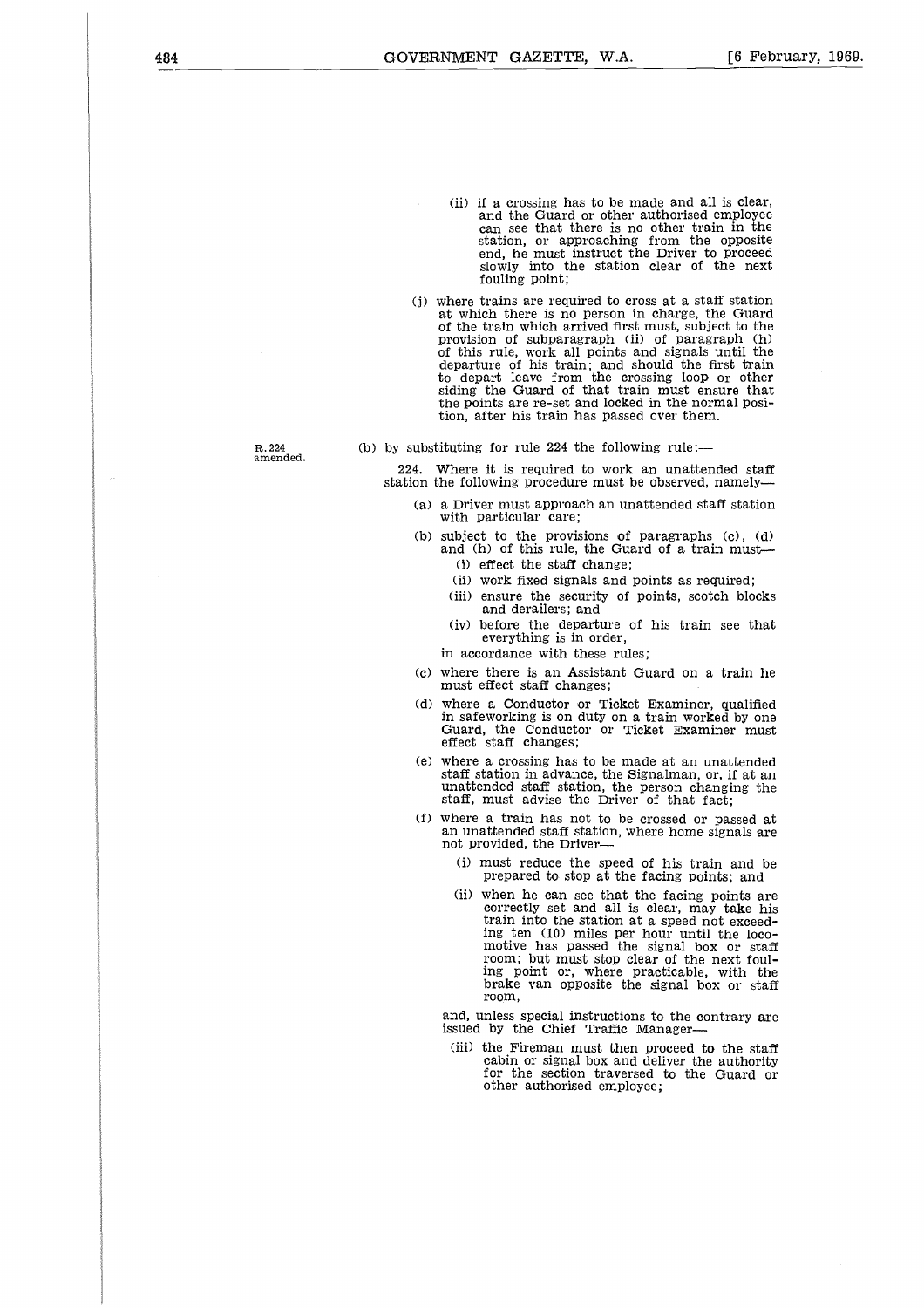(ii) if a crossing has to be made and all is clear, and the Guard or other authorised employee can see that there is no other train in the station, or approaching from the opposite end, he must instruct the Driver to proceed slowly into the station clear of the next fouling point;

(j) where trains are required to cross at a staff station at which there is no person in charge, the Guard of the train which arrived first must, subject to the provision of subparagraph (ii) of paragraph (h) of this rule, work all points and signals until the departure of his train; and should the first train to depart leave from the crossing loop or other siding the Guard of that train must ensure that the points are re-set and locked in the normal position, after his train has passed over them.

R. 224 amended.

(b) by substituting for rule 224 the following rule:—

224. Where it is required to work an unattended staff station the following procedure must be observed, namely—

(a) a Driver must approach an unattended staff station with particular care;

(b) subject to the provisions of paragraphs (c), (d) and (h) of this rule, the Guard of a train must—

(i) effect the staff change;

(ii) work fixed signals and points as required;

(iii) ensure the security of points, scotch blocks and derailers; and

(iv) before the departure of his train see that everything is in order,

in accordance with these rules;

(c) where there is an Assistant Guard on a train he must effect staff changes;

(d) where a Conductor or Ticket Examiner, qualified in safeworking is on duty on a train worked by one Guard, the Conductor or Ticket Examiner must effect staff changes;

(e) where a crossing has to be made at an unattended staff station in advance, the Signalman, or, if at an unattended staff station, the person changing the staff, must advise the Driver of that fact;

(f) where a train has not to be crossed or passed at an unattended staff station, where home signals are not provided, the Driver—

(i) must reduce the speed of his train and be prepared to stop at the facing points; and

(ii) when he can see that the facing points are correctly set and all is clear, may take his train into the station at a speed not exceeding ten (10) miles per hour until the locomotive has passed the signal box or staff room; but must stop clear of the next fouling point or, where practicable, with the brake van opposite the signal box or staff room,

and, unless special instructions to the contrary are issued by the Chief Traffic Manager—

(iii) the Fireman must then proceed to the staff cabin or signal box and deliver the authority for the section traversed to the Guard or other authorised employee;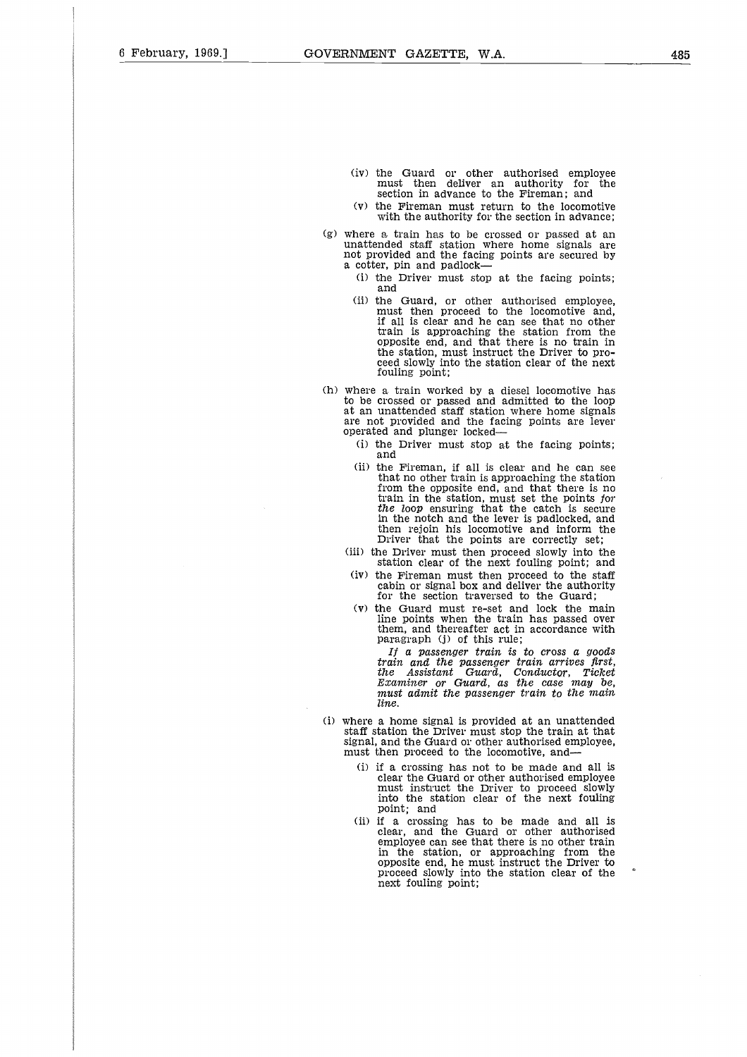(iv) the Guard or other authorised employee must then deliver an authority for the section in advance to the Fireman; and

(v) the Fireman must return to the locomotive with the authority for the section in advance;

(g) where a train has to be crossed or passed at an unattended staff station where home signals are not provided and the facing points are secured by a cotter, pin and padlock—

(i) the Driver must stop at the facing points; and

(ii) the Guard, or other authorised employee, must then proceed to the locomotive and, if all is clear and he can see that no other train is approaching the station from the opposite end, and that there is no train in the station, must instruct the Driver to proceed slowly into the station clear of the next fouling point;

(h) where a train worked by a diesel locomotive has to be crossed or passed and admitted to the loop at an unattended staff station where home signals are not provided and the facing points are lever operated and plunger locked—

(i) the Driver must stop at the facing points; and

(ii) the Fireman, if all is clear and he can see that no other train is approaching the station from the opposite end, and that there is no train in the station, must set the points *for the loop* ensuring that the catch is secure in the notch and the lever is padlocked, and then rejoin his locomotive and inform the Driver that the points are correctly set;

(iii) the Driver must then proceed slowly into the station clear of the next fouling point; and

(iv) the Fireman must then proceed to the staff cabin or signal box and deliver the authority for the section traversed to the Guard;

(v) the Guard must re-set and lock the main line points when the train has passed over them, and thereafter act in accordance with paragraph (j) of this rule;

*If a passenger train is to cross a goods train and the passenger train arrives first, the Assistant Guard, Conductor, Ticket Examiner or Guard, as the case may be, must admit the passenger train to the main line.*

(i) where a home signal is provided at an unattended staff station the Driver must stop the train at that signal, and the Guard or other authorised employee, must then proceed to the locomotive, and—

(i) if a crossing has not to be made and all is clear the Guard or other authorised employee must instruct the Driver to proceed slowly into the station clear of the next fouling point; and

(ii) if a crossing has to be made and all is clear, and the Guard or other authorised employee can see that there is no other train in the station, or approaching from the opposite end, he must instruct the Driver to proceed slowly into the station clear of the next fouling point;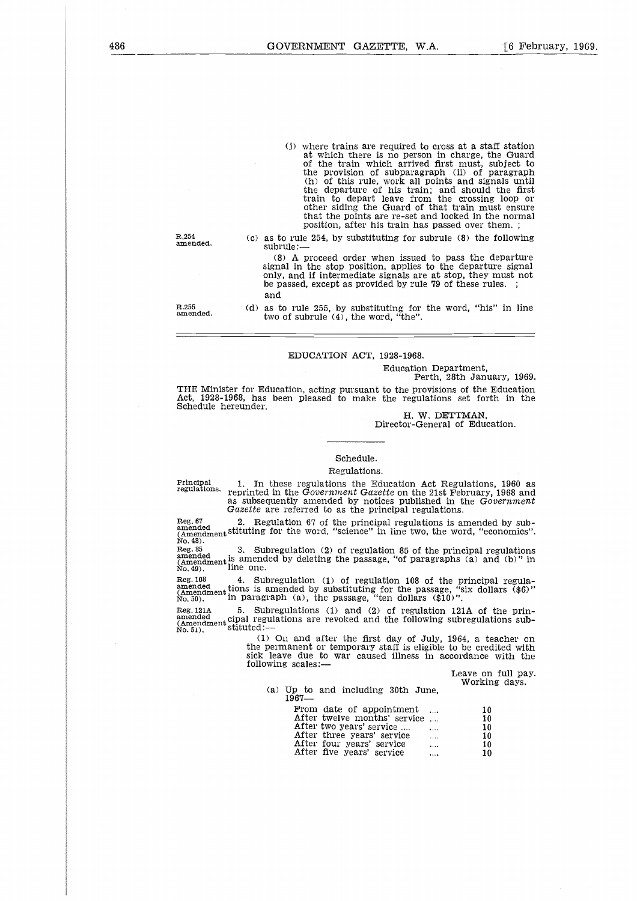(j) where trains are required to cross at a staff station at which there is no person in charge, the Guard of the train which arrived first must, subject to the provision of subparagraph (ii) of paragraph (h) of this rule, work all points and signals until the departure of his train; and should the first train to depart leave from the crossing loop or other siding the Guard of that train must ensure that the points are re-set and locked in the normal position, after his train has passed over them. ;

R.254 amended.

(c) as to rule 254, by substituting for subrule (8) the following subrule:—

(8) A proceed order when issued to pass the departure signal in the stop position, applies to the departure signal only, and if intermediate signals are at stop, they must not be passed, except as provided by rule 79 of these rules. ;

and

R.255 amended.

(d) as to rule 255, by substituting for the word, "his" in line two of subrule (4), the word, "the".

---

## EDUCATION ACT, 1928-1968.

Education Department,
Perth, 28th January, 1969.

THE Minister for Education, acting pursuant to the provisions of the Education Act, 1928-1968, has been pleased to make the regulations set forth in the Schedule hereunder.

H. W. DETTMAN,
Director-General of Education.

---

### Schedule.

### Regulations.

Principal regulations.

1. In these regulations the Education Act Regulations, 1960 as reprinted in the *Government Gazette* on the 21st February, 1968 and as subsequently amended by notices published in the *Government Gazette* are referred to as the principal regulations.

Reg. 67 amended (Amendment No. 48).

2. Regulation 67 of the principal regulations is amended by substituting for the word, "science" in line two, the word, "economics".

Reg. 85 amended (Amendment No. 49).

3. Subregulation (2) of regulation 85 of the principal regulations is amended by deleting the passage, "of paragraphs (a) and (b)" in line one.

Reg. 108 amended (Amendment No. 50).

4. Subregulation (1) of regulation 108 of the principal regulations is amended by substituting for the passage, "six dollars ($6)" in paragraph (a), the passage, "ten dollars ($10)".

Reg. 121A amended (Amendment No. 51).

5. Subregulations (1) and (2) of regulation 121A of the principal regulations are revoked and the following subregulations substituted:—

(1) On and after the first day of July, 1964, a teacher on the permanent or temporary staff is eligible to be credited with sick leave due to war caused illness in accordance with the following scales:—

| | Leave on full pay. Working days. |
|---|---|
| (a) Up to and including 30th June, 1967— | |
| From date of appointment .... | 10 |
| After twelve months' service .... | 10 |
| After two years' service .... | 10 |
| After three years' service .... | 10 |
| After four years' service .... | 10 |
| After five years' service .... | 10 |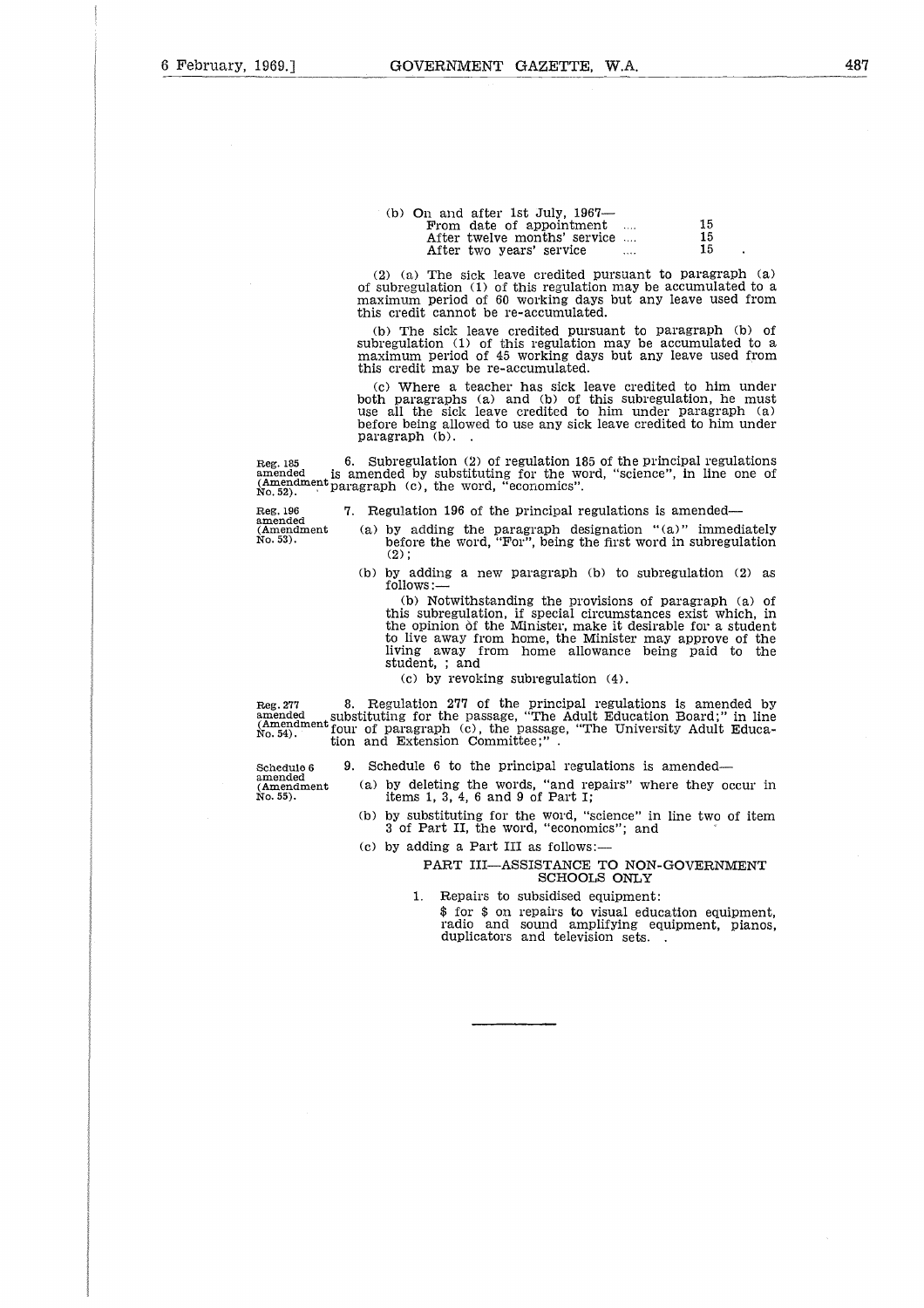(b) On and after 1st July, 1967—

| | |
|---|---|
| From date of appointment .... | 15 |
| After twelve months' service .... | 15 |
| After two years' service .... | 15 |

(2) (a) The sick leave credited pursuant to paragraph (a) of subregulation (1) of this regulation may be accumulated to a maximum period of 60 working days but any leave used from this credit cannot be re-accumulated.

(b) The sick leave credited pursuant to paragraph (b) of subregulation (1) of this regulation may be accumulated to a maximum period of 45 working days but any leave used from this credit may be re-accumulated.

(c) Where a teacher has sick leave credited to him under both paragraphs (a) and (b) of this subregulation, he must use all the sick leave credited to him under paragraph (a) before being allowed to use any sick leave credited to him under paragraph (b). .

Reg. 185 amended (Amendment No. 52).

6. Subregulation (2) of regulation 185 of the principal regulations is amended by substituting for the word, "science", in line one of paragraph (c), the word, "economics".

Reg. 196 amended (Amendment No. 53).

7. Regulation 196 of the principal regulations is amended—

(a) by adding the paragraph designation "(a)" immediately before the word, "For", being the first word in subregulation (2);

(b) by adding a new paragraph (b) to subregulation (2) as follows:—

(b) Notwithstanding the provisions of paragraph (a) of this subregulation, if special circumstances exist which, in the opinion of the Minister, make it desirable for a student to live away from home, the Minister may approve of the living away from home allowance being paid to the student, ; and

(c) by revoking subregulation (4).

Reg. 277 amended (Amendment No. 54).

8. Regulation 277 of the principal regulations is amended by substituting for the passage, "The Adult Education Board;" in line four of paragraph (c), the passage, "The University Adult Education and Extension Committee;" .

Schedule 6 amended (Amendment No. 55).

9. Schedule 6 to the principal regulations is amended—

(a) by deleting the words, "and repairs" where they occur in items 1, 3, 4, 6 and 9 of Part I;

(b) by substituting for the word, "science" in line two of item 3 of Part II, the word, "economics"; and

(c) by adding a Part III as follows:—

PART III—ASSISTANCE TO NON-GOVERNMENT SCHOOLS ONLY

1. Repairs to subsidised equipment:

$ for $ on repairs to visual education equipment, radio and sound amplifying equipment, pianos, duplicators and television sets. .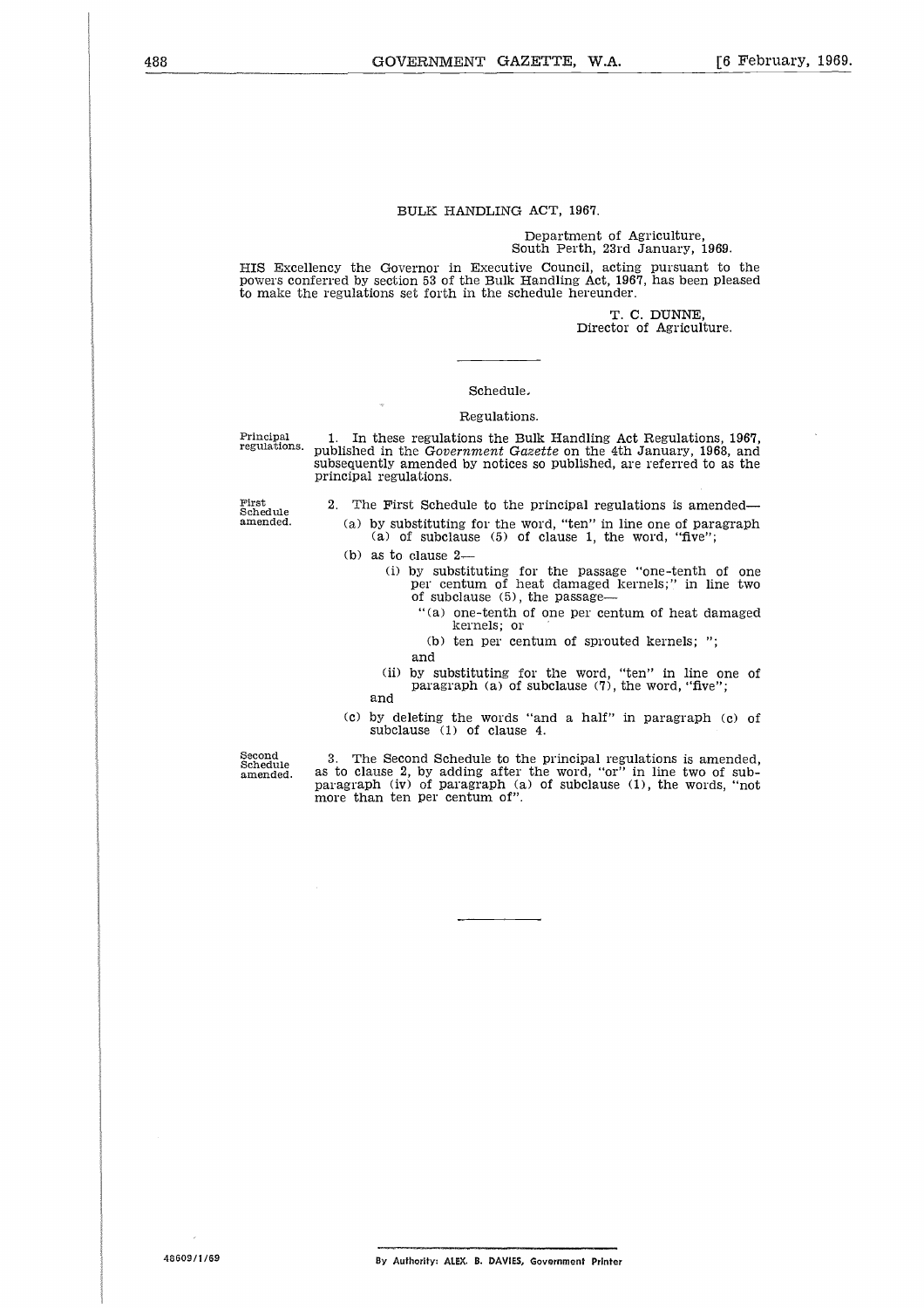## BULK HANDLING ACT, 1967.

Department of Agriculture,
South Perth, 23rd January, 1969.

HIS Excellency the Governor in Executive Council, acting pursuant to the powers conferred by section 53 of the Bulk Handling Act, 1967, has been pleased to make the regulations set forth in the schedule hereunder.

T. C. DUNNE,
Director of Agriculture.

---

### Schedule.

#### Regulations.

Principal regulations.

1. In these regulations the Bulk Handling Act Regulations, 1967, published in the *Government Gazette* on the 4th January, 1968, and subsequently amended by notices so published, are referred to as the principal regulations.

First Schedule amended.

2. The First Schedule to the principal regulations is amended—
   - (a) by substituting for the word, "ten" in line one of paragraph (a) of subclause (5) of clause 1, the word, "five";
   - (b) as to clause 2—
     - (i) by substituting for the passage "one-tenth of one per centum of heat damaged kernels;" in line two of subclause (5), the passage—
       - "(a) one-tenth of one per centum of heat damaged kernels; or
       - (b) ten per centum of sprouted kernels; ";

       and
     - (ii) by substituting for the word, "ten" in line one of paragraph (a) of subclause (7), the word, "five";

     and
   - (c) by deleting the words "and a half" in paragraph (c) of subclause (1) of clause 4.

Second Schedule amended.

3. The Second Schedule to the principal regulations is amended, as to clause 2, by adding after the word, "or" in line two of subparagraph (iv) of paragraph (a) of subclause (1), the words, "not more than ten per centum of".

---

48609/1/69

By Authority: ALEX. B. DAVIES, Government Printer